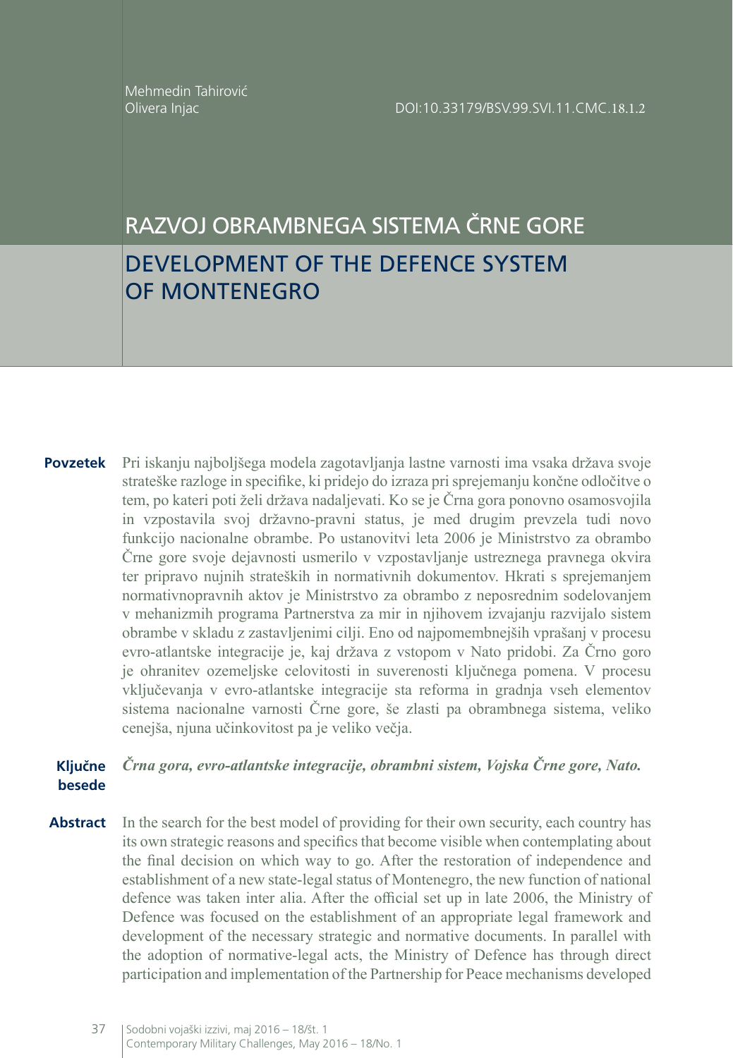Mehmedin Tahirović
Olivera Injac

DOI:10.33179/BSV.99.SVI.11.CMC.18.1.2

# RAZVOJ OBRAMBNEGA SISTEMA ČRNE GORE

# DEVELOPMENT OF THE DEFENCE SYSTEM OF MONTENEGRO

**Povzetek** Pri iskanju najboljšega modela zagotavljanja lastne varnosti ima vsaka država svoje strateške razloge in specifike, ki pridejo do izraza pri sprejemanju končne odločitve o tem, po kateri poti želi država nadaljevati. Ko se je Črna gora ponovno osamosvojila in vzpostavila svoj državno-pravni status, je med drugim prevzela tudi novo funkcijo nacionalne obrambe. Po ustanovitvi leta 2006 je Ministrstvo za obrambo Črne gore svoje dejavnosti usmerilo v vzpostavljanje ustreznega pravnega okvira ter pripravo nujnih strateških in normativnih dokumentov. Hkrati s sprejemanjem normativnopravnih aktov je Ministrstvo za obrambo z neposrednim sodelovanjem v mehanizmih programa Partnerstva za mir in njihovem izvajanju razvijalo sistem obrambe v skladu z zastavljenimi cilji. Eno od najpomembnejših vprašanj v procesu evro-atlantske integracije je, kaj država z vstopom v Nato pridobi. Za Črno goro je ohranitev ozemeljske celovitosti in suverenosti ključnega pomena. V procesu vključevanja v evro-atlantske integracije sta reforma in gradnja vseh elementov sistema nacionalne varnosti Črne gore, še zlasti pa obrambnega sistema, veliko cenejša, njuna učinkovitost pa je veliko večja.

**Ključne besede** *Črna gora, evro-atlantske integracije, obrambni sistem, Vojska Črne gore, Nato.*

**Abstract** In the search for the best model of providing for their own security, each country has its own strategic reasons and specifics that become visible when contemplating about the final decision on which way to go. After the restoration of independence and establishment of a new state-legal status of Montenegro, the new function of national defence was taken inter alia. After the official set up in late 2006, the Ministry of Defence was focused on the establishment of an appropriate legal framework and development of the necessary strategic and normative documents. In parallel with the adoption of normative-legal acts, the Ministry of Defence has through direct participation and implementation of the Partnership for Peace mechanisms developed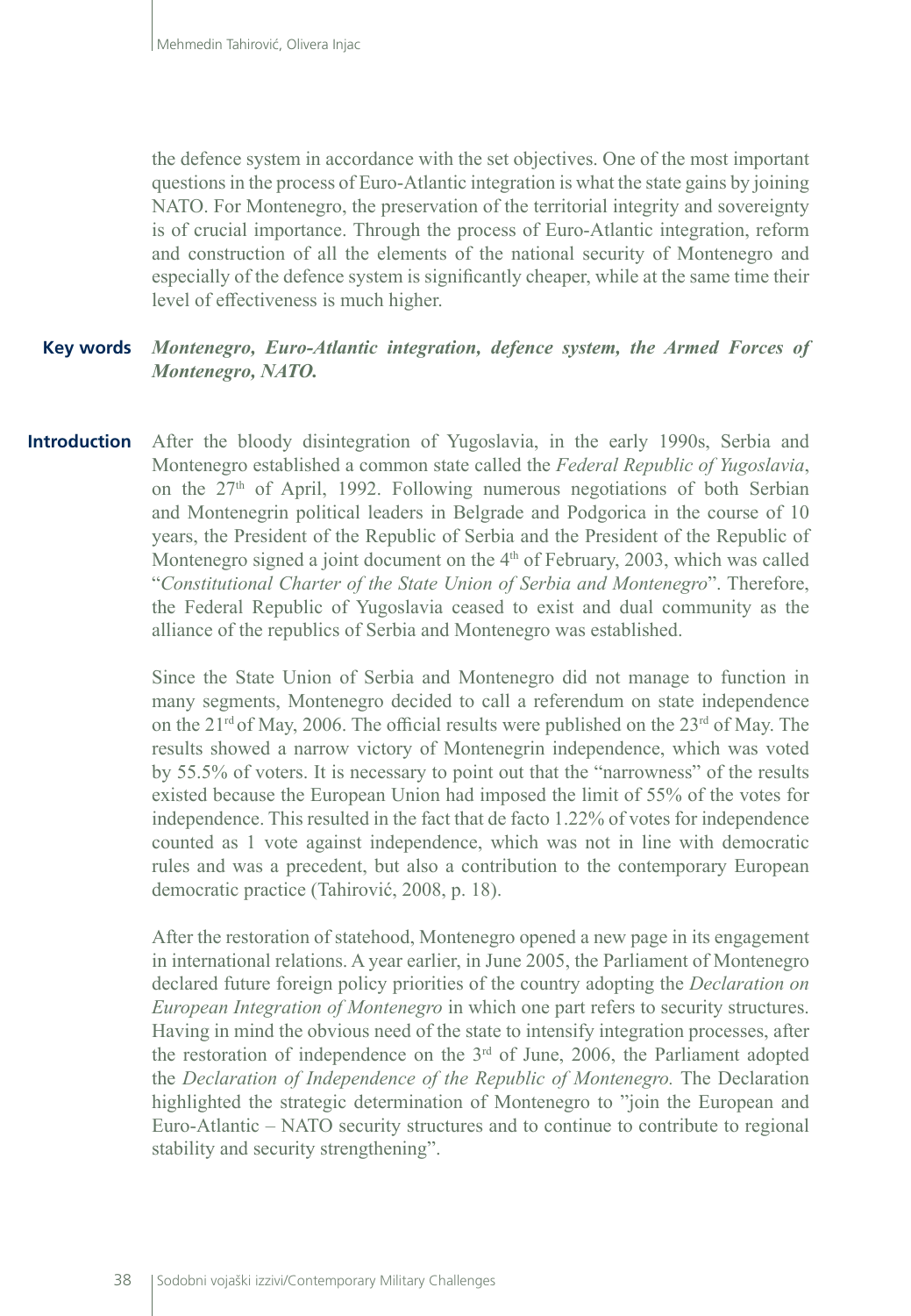the defence system in accordance with the set objectives. One of the most important questions in the process of Euro-Atlantic integration is what the state gains by joining NATO. For Montenegro, the preservation of the territorial integrity and sovereignty is of crucial importance. Through the process of Euro-Atlantic integration, reform and construction of all the elements of the national security of Montenegro and especially of the defence system is significantly cheaper, while at the same time their level of effectiveness is much higher.

**Key words** ***Montenegro, Euro-Atlantic integration, defence system, the Armed Forces of Montenegro, NATO.***

## Introduction

After the bloody disintegration of Yugoslavia, in the early 1990s, Serbia and Montenegro established a common state called the *Federal Republic of Yugoslavia*, on the 27th of April, 1992. Following numerous negotiations of both Serbian and Montenegrin political leaders in Belgrade and Podgorica in the course of 10 years, the President of the Republic of Serbia and the President of the Republic of Montenegro signed a joint document on the 4th of February, 2003, which was called "*Constitutional Charter of the State Union of Serbia and Montenegro*". Therefore, the Federal Republic of Yugoslavia ceased to exist and dual community as the alliance of the republics of Serbia and Montenegro was established.

Since the State Union of Serbia and Montenegro did not manage to function in many segments, Montenegro decided to call a referendum on state independence on the 21rd of May, 2006. The official results were published on the 23rd of May. The results showed a narrow victory of Montenegrin independence, which was voted by 55.5% of voters. It is necessary to point out that the "narrowness" of the results existed because the European Union had imposed the limit of 55% of the votes for independence. This resulted in the fact that de facto 1.22% of votes for independence counted as 1 vote against independence, which was not in line with democratic rules and was a precedent, but also a contribution to the contemporary European democratic practice (Tahirović, 2008, p. 18).

After the restoration of statehood, Montenegro opened a new page in its engagement in international relations. A year earlier, in June 2005, the Parliament of Montenegro declared future foreign policy priorities of the country adopting the *Declaration on European Integration of Montenegro* in which one part refers to security structures. Having in mind the obvious need of the state to intensify integration processes, after the restoration of independence on the 3rd of June, 2006, the Parliament adopted the *Declaration of Independence of the Republic of Montenegro.* The Declaration highlighted the strategic determination of Montenegro to "join the European and Euro-Atlantic – NATO security structures and to continue to contribute to regional stability and security strengthening".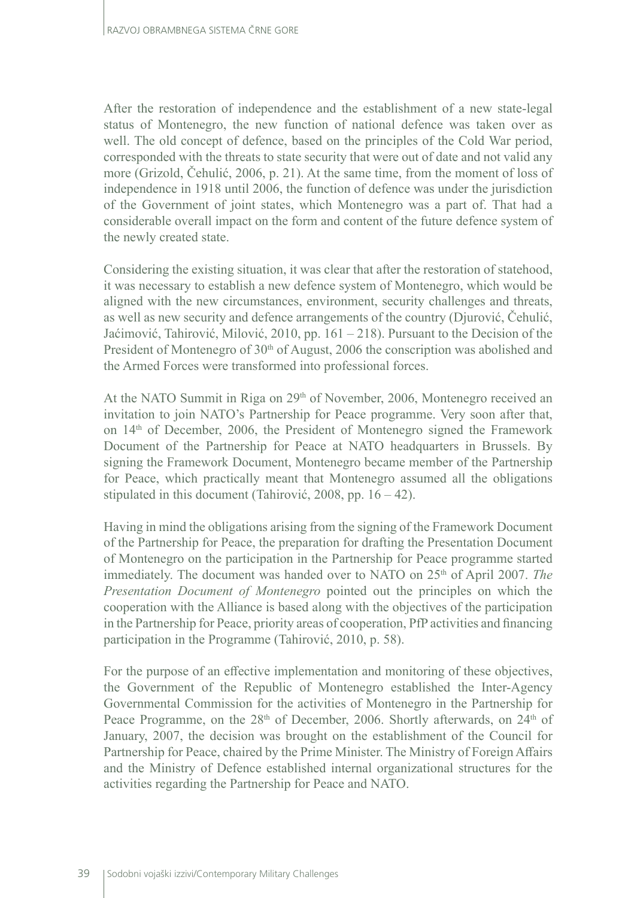After the restoration of independence and the establishment of a new state-legal status of Montenegro, the new function of national defence was taken over as well. The old concept of defence, based on the principles of the Cold War period, corresponded with the threats to state security that were out of date and not valid any more (Grizold, Čehulić, 2006, p. 21). At the same time, from the moment of loss of independence in 1918 until 2006, the function of defence was under the jurisdiction of the Government of joint states, which Montenegro was a part of. That had a considerable overall impact on the form and content of the future defence system of the newly created state.

Considering the existing situation, it was clear that after the restoration of statehood, it was necessary to establish a new defence system of Montenegro, which would be aligned with the new circumstances, environment, security challenges and threats, as well as new security and defence arrangements of the country (Djurović, Čehulić, Jaćimović, Tahirović, Milović, 2010, pp. 161 – 218). Pursuant to the Decision of the President of Montenegro of 30th of August, 2006 the conscription was abolished and the Armed Forces were transformed into professional forces.

At the NATO Summit in Riga on 29th of November, 2006, Montenegro received an invitation to join NATO's Partnership for Peace programme. Very soon after that, on 14th of December, 2006, the President of Montenegro signed the Framework Document of the Partnership for Peace at NATO headquarters in Brussels. By signing the Framework Document, Montenegro became member of the Partnership for Peace, which practically meant that Montenegro assumed all the obligations stipulated in this document (Tahirović, 2008, pp. 16 – 42).

Having in mind the obligations arising from the signing of the Framework Document of the Partnership for Peace, the preparation for drafting the Presentation Document of Montenegro on the participation in the Partnership for Peace programme started immediately. The document was handed over to NATO on 25th of April 2007. *The Presentation Document of Montenegro* pointed out the principles on which the cooperation with the Alliance is based along with the objectives of the participation in the Partnership for Peace, priority areas of cooperation, PfP activities and financing participation in the Programme (Tahirović, 2010, p. 58).

For the purpose of an effective implementation and monitoring of these objectives, the Government of the Republic of Montenegro established the Inter-Agency Governmental Commission for the activities of Montenegro in the Partnership for Peace Programme, on the 28th of December, 2006. Shortly afterwards, on 24th of January, 2007, the decision was brought on the establishment of the Council for Partnership for Peace, chaired by the Prime Minister. The Ministry of Foreign Affairs and the Ministry of Defence established internal organizational structures for the activities regarding the Partnership for Peace and NATO.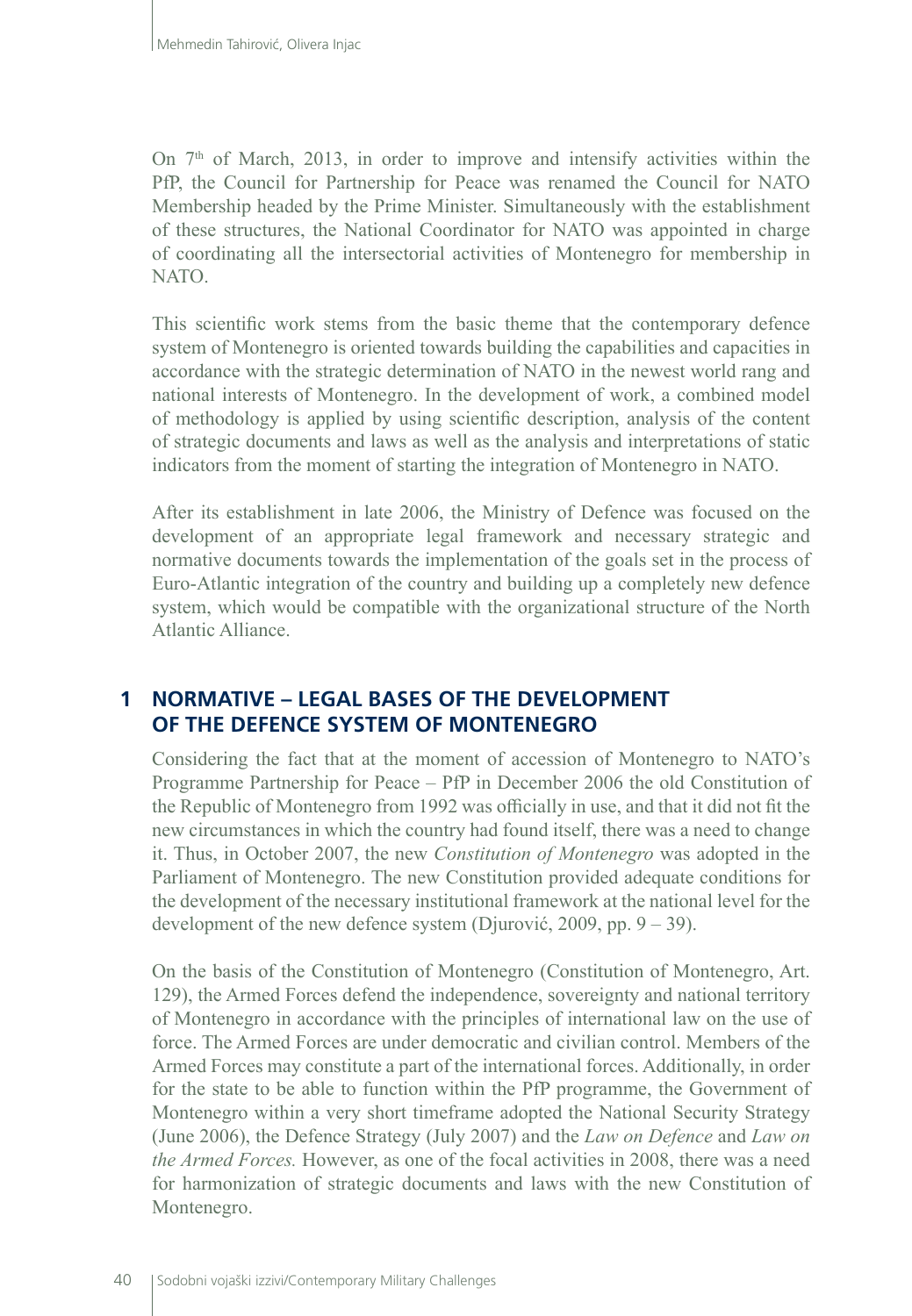On 7[th] of March, 2013, in order to improve and intensify activities within the PfP, the Council for Partnership for Peace was renamed the Council for NATO Membership headed by the Prime Minister. Simultaneously with the establishment of these structures, the National Coordinator for NATO was appointed in charge of coordinating all the intersectorial activities of Montenegro for membership in NATO.

This scientific work stems from the basic theme that the contemporary defence system of Montenegro is oriented towards building the capabilities and capacities in accordance with the strategic determination of NATO in the newest world rang and national interests of Montenegro. In the development of work, a combined model of methodology is applied by using scientific description, analysis of the content of strategic documents and laws as well as the analysis and interpretations of static indicators from the moment of starting the integration of Montenegro in NATO.

After its establishment in late 2006, the Ministry of Defence was focused on the development of an appropriate legal framework and necessary strategic and normative documents towards the implementation of the goals set in the process of Euro-Atlantic integration of the country and building up a completely new defence system, which would be compatible with the organizational structure of the North Atlantic Alliance.

## 1 NORMATIVE – LEGAL BASES OF THE DEVELOPMENT OF THE DEFENCE SYSTEM OF MONTENEGRO

Considering the fact that at the moment of accession of Montenegro to NATO's Programme Partnership for Peace – PfP in December 2006 the old Constitution of the Republic of Montenegro from 1992 was officially in use, and that it did not fit the new circumstances in which the country had found itself, there was a need to change it. Thus, in October 2007, the new *Constitution of Montenegro* was adopted in the Parliament of Montenegro. The new Constitution provided adequate conditions for the development of the necessary institutional framework at the national level for the development of the new defence system (Djurović, 2009, pp. 9 – 39).

On the basis of the Constitution of Montenegro (Constitution of Montenegro, Art. 129), the Armed Forces defend the independence, sovereignty and national territory of Montenegro in accordance with the principles of international law on the use of force. The Armed Forces are under democratic and civilian control. Members of the Armed Forces may constitute a part of the international forces. Additionally, in order for the state to be able to function within the PfP programme, the Government of Montenegro within a very short timeframe adopted the National Security Strategy (June 2006), the Defence Strategy (July 2007) and the *Law on Defence* and *Law on the Armed Forces.* However, as one of the focal activities in 2008, there was a need for harmonization of strategic documents and laws with the new Constitution of Montenegro.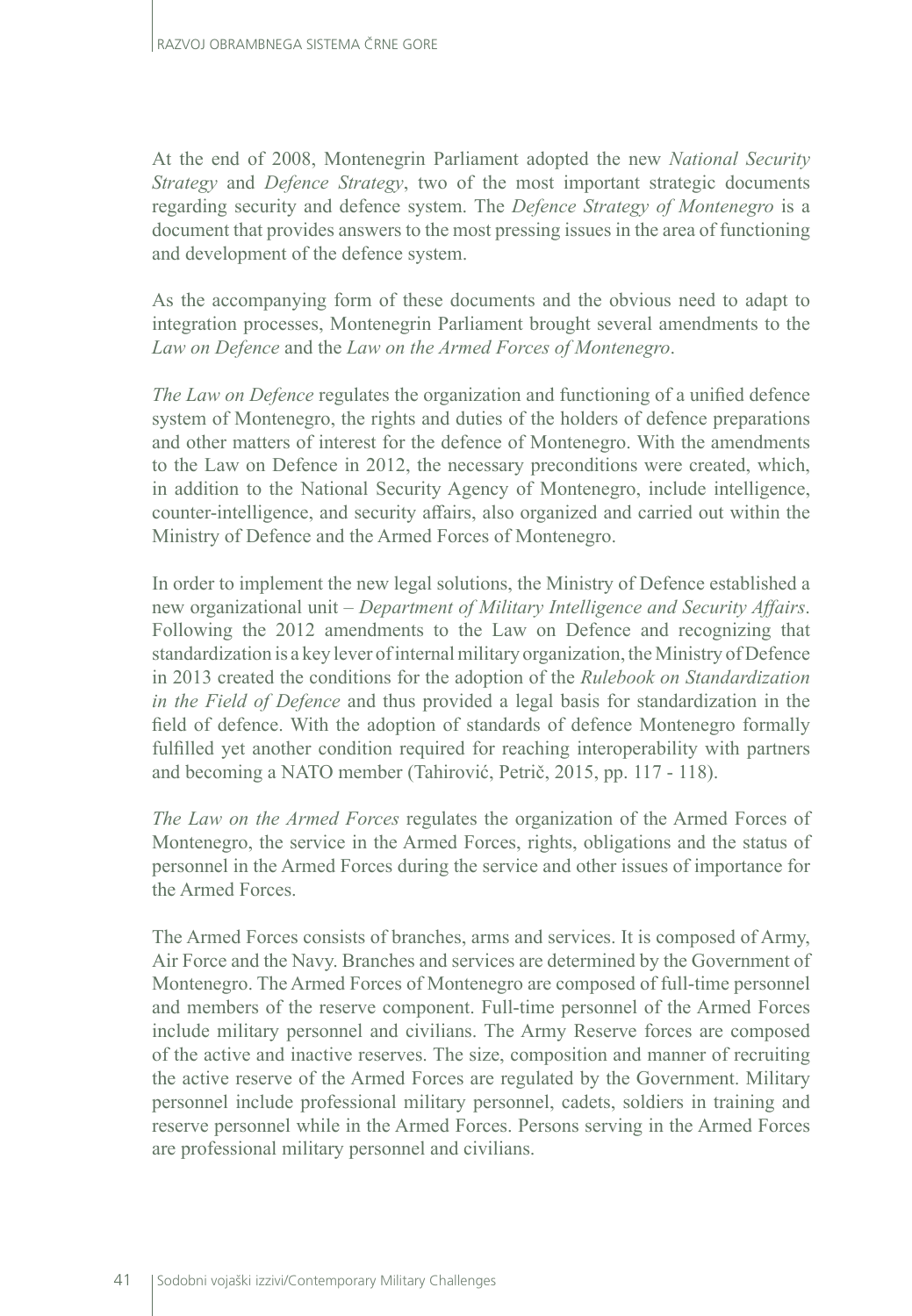At the end of 2008, Montenegrin Parliament adopted the new *National Security Strategy* and *Defence Strategy*, two of the most important strategic documents regarding security and defence system. The *Defence Strategy of Montenegro* is a document that provides answers to the most pressing issues in the area of functioning and development of the defence system.

As the accompanying form of these documents and the obvious need to adapt to integration processes, Montenegrin Parliament brought several amendments to the *Law on Defence* and the *Law on the Armed Forces of Montenegro*.

*The Law on Defence* regulates the organization and functioning of a unified defence system of Montenegro, the rights and duties of the holders of defence preparations and other matters of interest for the defence of Montenegro. With the amendments to the Law on Defence in 2012, the necessary preconditions were created, which, in addition to the National Security Agency of Montenegro, include intelligence, counter-intelligence, and security affairs, also organized and carried out within the Ministry of Defence and the Armed Forces of Montenegro.

In order to implement the new legal solutions, the Ministry of Defence established a new organizational unit – *Department of Military Intelligence and Security Affairs*. Following the 2012 amendments to the Law on Defence and recognizing that standardization is a key lever of internal military organization, the Ministry of Defence in 2013 created the conditions for the adoption of the *Rulebook on Standardization in the Field of Defence* and thus provided a legal basis for standardization in the field of defence. With the adoption of standards of defence Montenegro formally fulfilled yet another condition required for reaching interoperability with partners and becoming a NATO member (Tahirović, Petrič, 2015, pp. 117 - 118).

*The Law on the Armed Forces* regulates the organization of the Armed Forces of Montenegro, the service in the Armed Forces, rights, obligations and the status of personnel in the Armed Forces during the service and other issues of importance for the Armed Forces.

The Armed Forces consists of branches, arms and services. It is composed of Army, Air Force and the Navy. Branches and services are determined by the Government of Montenegro. The Armed Forces of Montenegro are composed of full-time personnel and members of the reserve component. Full-time personnel of the Armed Forces include military personnel and civilians. The Army Reserve forces are composed of the active and inactive reserves. The size, composition and manner of recruiting the active reserve of the Armed Forces are regulated by the Government. Military personnel include professional military personnel, cadets, soldiers in training and reserve personnel while in the Armed Forces. Persons serving in the Armed Forces are professional military personnel and civilians.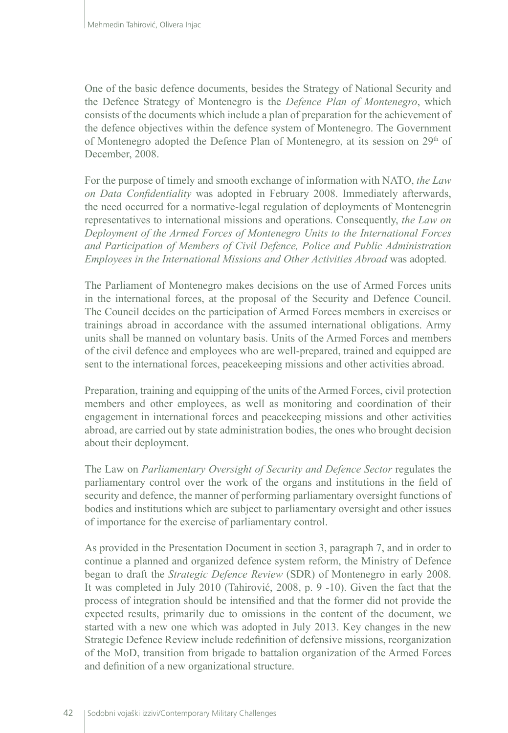One of the basic defence documents, besides the Strategy of National Security and the Defence Strategy of Montenegro is the *Defence Plan of Montenegro*, which consists of the documents which include a plan of preparation for the achievement of the defence objectives within the defence system of Montenegro. The Government of Montenegro adopted the Defence Plan of Montenegro, at its session on 29th of December, 2008.

For the purpose of timely and smooth exchange of information with NATO, *the Law on Data Confidentiality* was adopted in February 2008. Immediately afterwards, the need occurred for a normative-legal regulation of deployments of Montenegrin representatives to international missions and operations. Consequently, *the Law on Deployment of the Armed Forces of Montenegro Units to the International Forces and Participation of Members of Civil Defence, Police and Public Administration Employees in the International Missions and Other Activities Abroad* was adopted*.*

The Parliament of Montenegro makes decisions on the use of Armed Forces units in the international forces, at the proposal of the Security and Defence Council. The Council decides on the participation of Armed Forces members in exercises or trainings abroad in accordance with the assumed international obligations. Army units shall be manned on voluntary basis. Units of the Armed Forces and members of the civil defence and employees who are well-prepared, trained and equipped are sent to the international forces, peacekeeping missions and other activities abroad.

Preparation, training and equipping of the units of the Armed Forces, civil protection members and other employees, as well as monitoring and coordination of their engagement in international forces and peacekeeping missions and other activities abroad, are carried out by state administration bodies, the ones who brought decision about their deployment.

The Law on *Parliamentary Oversight of Security and Defence Sector* regulates the parliamentary control over the work of the organs and institutions in the field of security and defence, the manner of performing parliamentary oversight functions of bodies and institutions which are subject to parliamentary oversight and other issues of importance for the exercise of parliamentary control.

As provided in the Presentation Document in section 3, paragraph 7, and in order to continue a planned and organized defence system reform, the Ministry of Defence began to draft the *Strategic Defence Review* (SDR) of Montenegro in early 2008. It was completed in July 2010 (Tahirović, 2008, p. 9 -10). Given the fact that the process of integration should be intensified and that the former did not provide the expected results, primarily due to omissions in the content of the document, we started with a new one which was adopted in July 2013. Key changes in the new Strategic Defence Review include redefinition of defensive missions, reorganization of the MoD, transition from brigade to battalion organization of the Armed Forces and definition of a new organizational structure.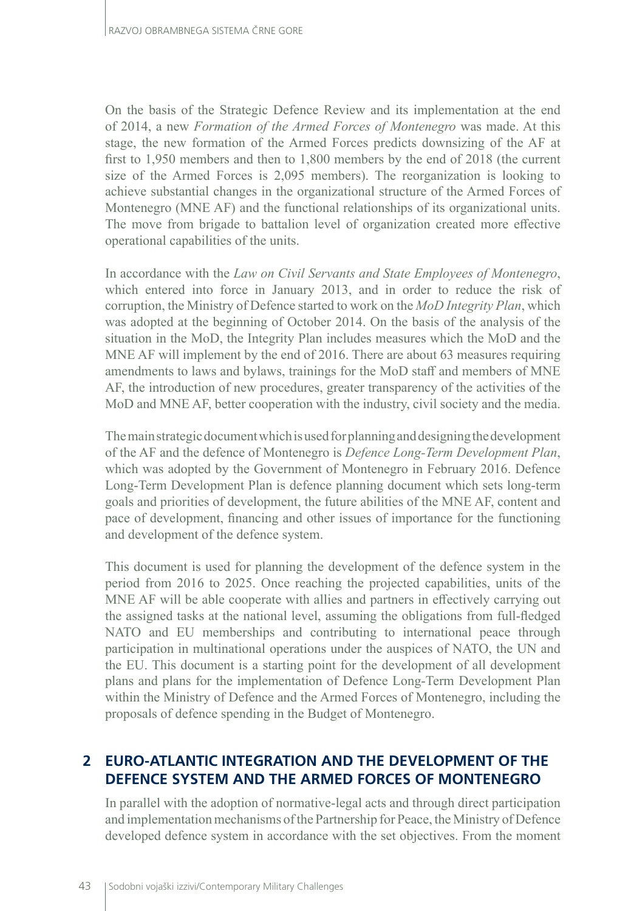On the basis of the Strategic Defence Review and its implementation at the end of 2014, a new *Formation of the Armed Forces of Montenegro* was made. At this stage, the new formation of the Armed Forces predicts downsizing of the AF at first to 1,950 members and then to 1,800 members by the end of 2018 (the current size of the Armed Forces is 2,095 members). The reorganization is looking to achieve substantial changes in the organizational structure of the Armed Forces of Montenegro (MNE AF) and the functional relationships of its organizational units. The move from brigade to battalion level of organization created more effective operational capabilities of the units.

In accordance with the *Law on Civil Servants and State Employees of Montenegro*, which entered into force in January 2013, and in order to reduce the risk of corruption, the Ministry of Defence started to work on the *MoD Integrity Plan*, which was adopted at the beginning of October 2014. On the basis of the analysis of the situation in the MoD, the Integrity Plan includes measures which the MoD and the MNE AF will implement by the end of 2016. There are about 63 measures requiring amendments to laws and bylaws, trainings for the MoD staff and members of MNE AF, the introduction of new procedures, greater transparency of the activities of the MoD and MNE AF, better cooperation with the industry, civil society and the media.

The main strategic document which is used for planning and designing the development of the AF and the defence of Montenegro is *Defence Long-Term Development Plan*, which was adopted by the Government of Montenegro in February 2016. Defence Long-Term Development Plan is defence planning document which sets long-term goals and priorities of development, the future abilities of the MNE AF, content and pace of development, financing and other issues of importance for the functioning and development of the defence system.

This document is used for planning the development of the defence system in the period from 2016 to 2025. Once reaching the projected capabilities, units of the MNE AF will be able cooperate with allies and partners in effectively carrying out the assigned tasks at the national level, assuming the obligations from full-fledged NATO and EU memberships and contributing to international peace through participation in multinational operations under the auspices of NATO, the UN and the EU. This document is a starting point for the development of all development plans and plans for the implementation of Defence Long-Term Development Plan within the Ministry of Defence and the Armed Forces of Montenegro, including the proposals of defence spending in the Budget of Montenegro.

## 2 EURO-ATLANTIC INTEGRATION AND THE DEVELOPMENT OF THE DEFENCE SYSTEM AND THE ARMED FORCES OF MONTENEGRO

In parallel with the adoption of normative-legal acts and through direct participation and implementation mechanisms of the Partnership for Peace, the Ministry of Defence developed defence system in accordance with the set objectives. From the moment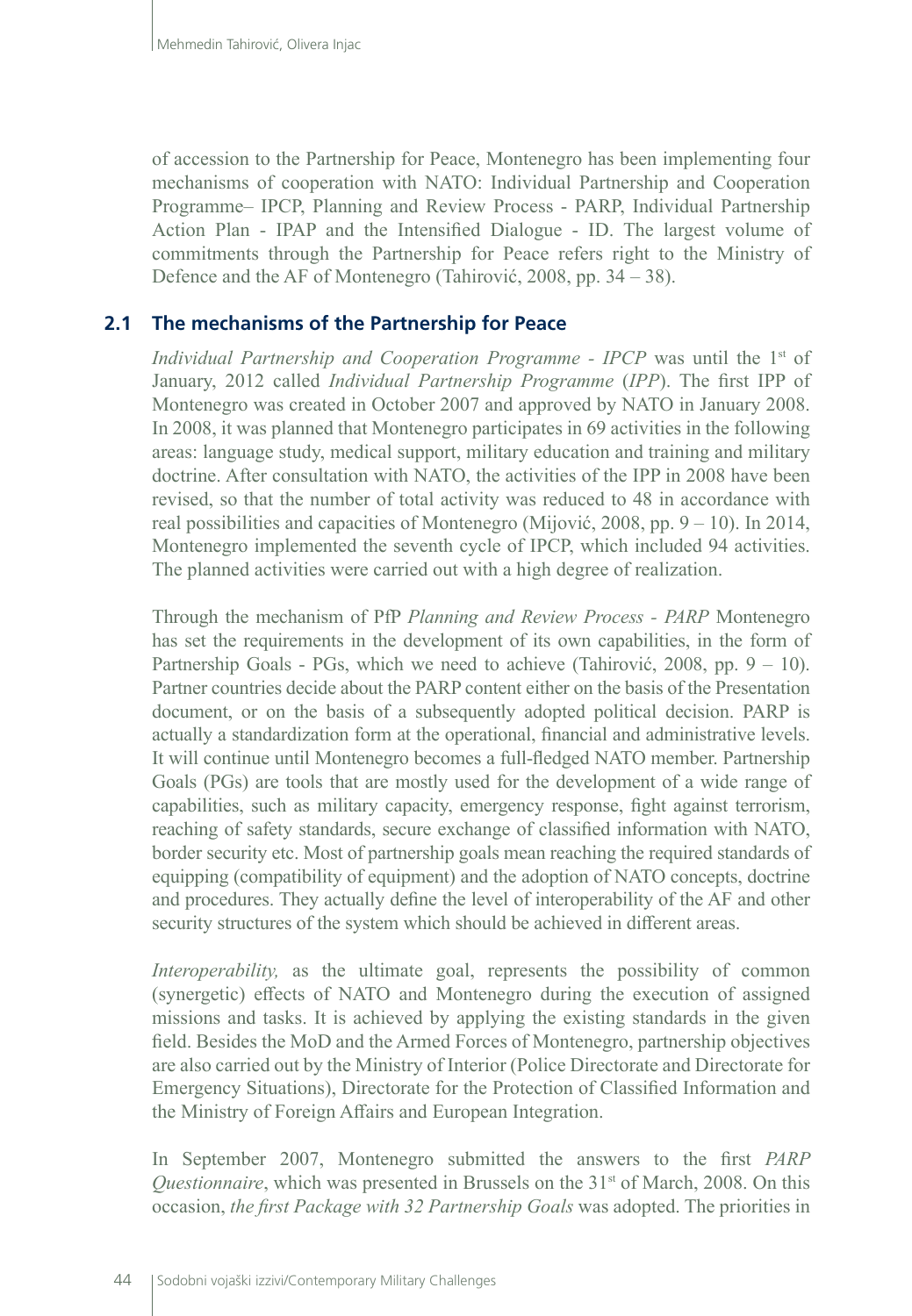of accession to the Partnership for Peace, Montenegro has been implementing four mechanisms of cooperation with NATO: Individual Partnership and Cooperation Programme– IPCP, Planning and Review Process - PARP, Individual Partnership Action Plan - IPAP and the Intensified Dialogue - ID. The largest volume of commitments through the Partnership for Peace refers right to the Ministry of Defence and the AF of Montenegro (Tahirović, 2008, pp. 34 – 38).

## 2.1 The mechanisms of the Partnership for Peace

*Individual Partnership and Cooperation Programme - IPCP* was until the 1st of January, 2012 called *Individual Partnership Programme* (*IPP*). The first IPP of Montenegro was created in October 2007 and approved by NATO in January 2008. In 2008, it was planned that Montenegro participates in 69 activities in the following areas: language study, medical support, military education and training and military doctrine. After consultation with NATO, the activities of the IPP in 2008 have been revised, so that the number of total activity was reduced to 48 in accordance with real possibilities and capacities of Montenegro (Mijović, 2008, pp. 9 – 10). In 2014, Montenegro implemented the seventh cycle of IPCP, which included 94 activities. The planned activities were carried out with a high degree of realization.

Through the mechanism of PfP *Planning and Review Process - PARP* Montenegro has set the requirements in the development of its own capabilities, in the form of Partnership Goals - PGs, which we need to achieve (Tahirović, 2008, pp. 9 – 10). Partner countries decide about the PARP content either on the basis of the Presentation document, or on the basis of a subsequently adopted political decision. PARP is actually a standardization form at the operational, financial and administrative levels. It will continue until Montenegro becomes a full-fledged NATO member. Partnership Goals (PGs) are tools that are mostly used for the development of a wide range of capabilities, such as military capacity, emergency response, fight against terrorism, reaching of safety standards, secure exchange of classified information with NATO, border security etc. Most of partnership goals mean reaching the required standards of equipping (compatibility of equipment) and the adoption of NATO concepts, doctrine and procedures. They actually define the level of interoperability of the AF and other security structures of the system which should be achieved in different areas.

*Interoperability,* as the ultimate goal, represents the possibility of common (synergetic) effects of NATO and Montenegro during the execution of assigned missions and tasks. It is achieved by applying the existing standards in the given field. Besides the MoD and the Armed Forces of Montenegro, partnership objectives are also carried out by the Ministry of Interior (Police Directorate and Directorate for Emergency Situations), Directorate for the Protection of Classified Information and the Ministry of Foreign Affairs and European Integration.

In September 2007, Montenegro submitted the answers to the first *PARP Questionnaire*, which was presented in Brussels on the 31st of March, 2008. On this occasion, *the first Package with 32 Partnership Goals* was adopted. The priorities in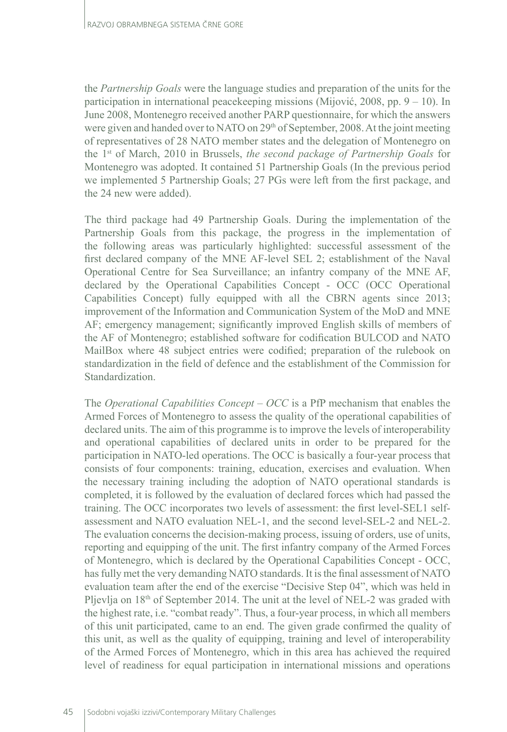the *Partnership Goals* were the language studies and preparation of the units for the participation in international peacekeeping missions (Mijović, 2008, pp. 9 – 10). In June 2008, Montenegro received another PARP questionnaire, for which the answers were given and handed over to NATO on 29th of September, 2008. At the joint meeting of representatives of 28 NATO member states and the delegation of Montenegro on the 1st of March, 2010 in Brussels, *the second package of Partnership Goals* for Montenegro was adopted. It contained 51 Partnership Goals (In the previous period we implemented 5 Partnership Goals; 27 PGs were left from the first package, and the 24 new were added).

The third package had 49 Partnership Goals. During the implementation of the Partnership Goals from this package, the progress in the implementation of the following areas was particularly highlighted: successful assessment of the first declared company of the MNE AF-level SEL 2; establishment of the Naval Operational Centre for Sea Surveillance; an infantry company of the MNE AF, declared by the Operational Capabilities Concept - OCC (OCC Operational Capabilities Concept) fully equipped with all the CBRN agents since 2013; improvement of the Information and Communication System of the MoD and MNE AF; emergency management; significantly improved English skills of members of the AF of Montenegro; established software for codification BULCOD and NATO MailBox where 48 subject entries were codified; preparation of the rulebook on standardization in the field of defence and the establishment of the Commission for Standardization.

The *Operational Capabilities Concept – OCC* is a PfP mechanism that enables the Armed Forces of Montenegro to assess the quality of the operational capabilities of declared units. The aim of this programme is to improve the levels of interoperability and operational capabilities of declared units in order to be prepared for the participation in NATO-led operations. The OCC is basically a four-year process that consists of four components: training, education, exercises and evaluation. When the necessary training including the adoption of NATO operational standards is completed, it is followed by the evaluation of declared forces which had passed the training. The OCC incorporates two levels of assessment: the first level-SEL1 self-assessment and NATO evaluation NEL-1, and the second level-SEL-2 and NEL-2. The evaluation concerns the decision-making process, issuing of orders, use of units, reporting and equipping of the unit. The first infantry company of the Armed Forces of Montenegro, which is declared by the Operational Capabilities Concept - OCC, has fully met the very demanding NATO standards. It is the final assessment of NATO evaluation team after the end of the exercise "Decisive Step 04", which was held in Pljevlja on 18th of September 2014. The unit at the level of NEL-2 was graded with the highest rate, i.e. "combat ready". Thus, a four-year process, in which all members of this unit participated, came to an end. The given grade confirmed the quality of this unit, as well as the quality of equipping, training and level of interoperability of the Armed Forces of Montenegro, which in this area has achieved the required level of readiness for equal participation in international missions and operations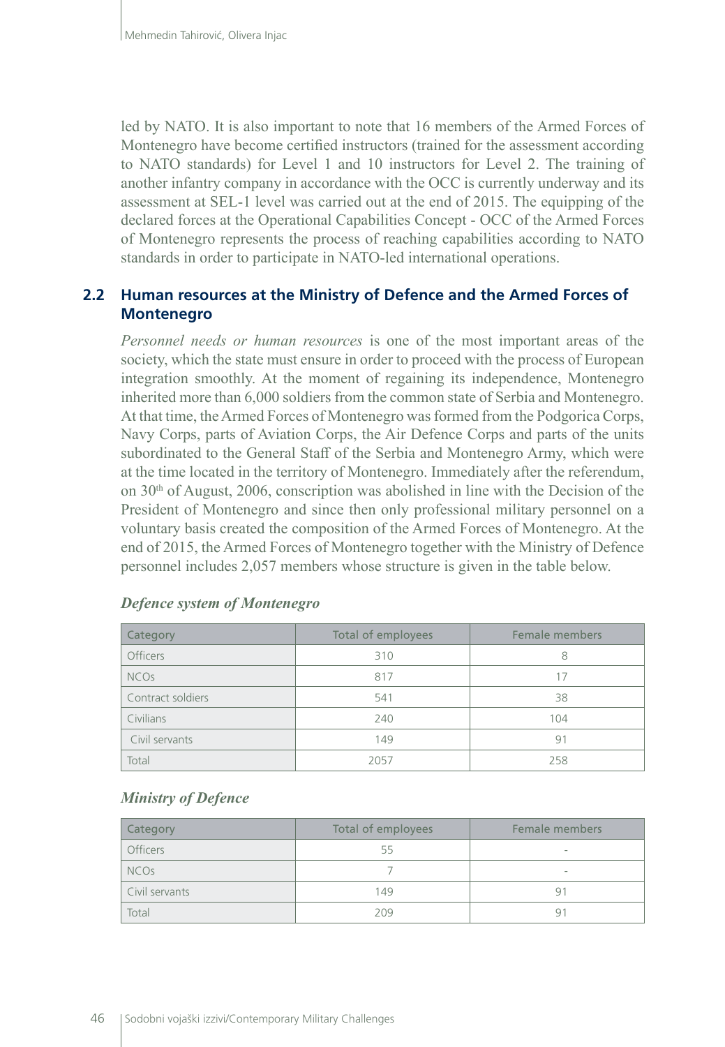led by NATO. It is also important to note that 16 members of the Armed Forces of Montenegro have become certified instructors (trained for the assessment according to NATO standards) for Level 1 and 10 instructors for Level 2. The training of another infantry company in accordance with the OCC is currently underway and its assessment at SEL-1 level was carried out at the end of 2015. The equipping of the declared forces at the Operational Capabilities Concept - OCC of the Armed Forces of Montenegro represents the process of reaching capabilities according to NATO standards in order to participate in NATO-led international operations.

## 2.2 Human resources at the Ministry of Defence and the Armed Forces of Montenegro

*Personnel needs or human resources* is one of the most important areas of the society, which the state must ensure in order to proceed with the process of European integration smoothly. At the moment of regaining its independence, Montenegro inherited more than 6,000 soldiers from the common state of Serbia and Montenegro. At that time, the Armed Forces of Montenegro was formed from the Podgorica Corps, Navy Corps, parts of Aviation Corps, the Air Defence Corps and parts of the units subordinated to the General Staff of the Serbia and Montenegro Army, which were at the time located in the territory of Montenegro. Immediately after the referendum, on 30th of August, 2006, conscription was abolished in line with the Decision of the President of Montenegro and since then only professional military personnel on a voluntary basis created the composition of the Armed Forces of Montenegro. At the end of 2015, the Armed Forces of Montenegro together with the Ministry of Defence personnel includes 2,057 members whose structure is given in the table below.

***Defence system of Montenegro***

| Category | Total of employees | Female members |
|---|---|---|
| Officers | 310 | 8 |
| NCOs | 817 | 17 |
| Contract soldiers | 541 | 38 |
| Civilians | 240 | 104 |
| Civil servants | 149 | 91 |
| Total | 2057 | 258 |

***Ministry of Defence***

| Category | Total of employees | Female members |
|---|---|---|
| Officers | 55 | - |
| NCOs | 7 | - |
| Civil servants | 149 | 91 |
| Total | 209 | 91 |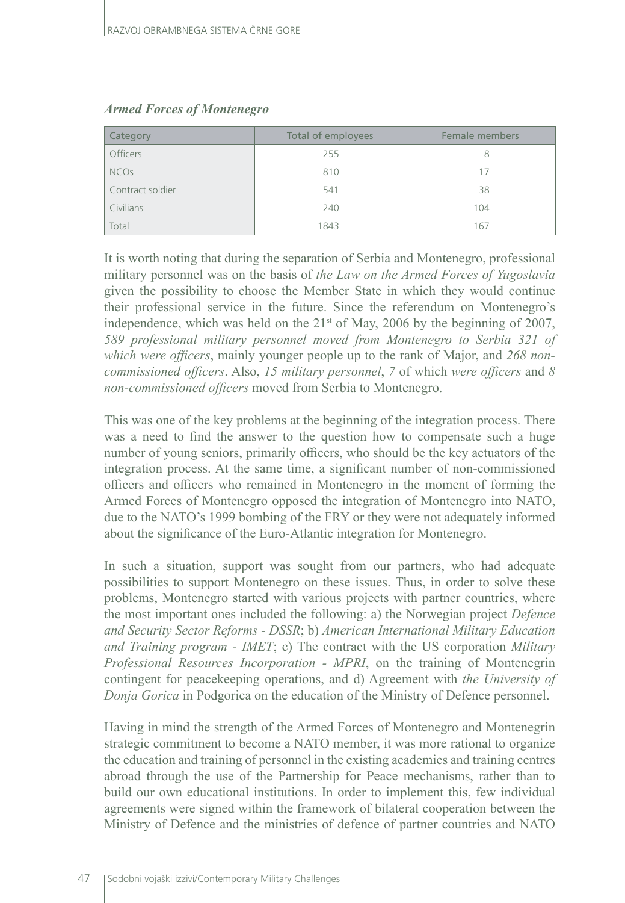***Armed Forces of Montenegro***

| Category | Total of employees | Female members |
| --- | --- | --- |
| Officers | 255 | 8 |
| NCOs | 810 | 17 |
| Contract soldier | 541 | 38 |
| Civilians | 240 | 104 |
| Total | 1843 | 167 |

It is worth noting that during the separation of Serbia and Montenegro, professional military personnel was on the basis of *the Law on the Armed Forces of Yugoslavia* given the possibility to choose the Member State in which they would continue their professional service in the future. Since the referendum on Montenegro's independence, which was held on the 21st of May, 2006 by the beginning of 2007, *589 professional military personnel moved from Montenegro to Serbia 321 of which were officers*, mainly younger people up to the rank of Major, and *268 non-commissioned officers*. Also, *15 military personnel*, *7* of which *were officers* and *8 non-commissioned officers* moved from Serbia to Montenegro.

This was one of the key problems at the beginning of the integration process. There was a need to find the answer to the question how to compensate such a huge number of young seniors, primarily officers, who should be the key actuators of the integration process. At the same time, a significant number of non-commissioned officers and officers who remained in Montenegro in the moment of forming the Armed Forces of Montenegro opposed the integration of Montenegro into NATO, due to the NATO's 1999 bombing of the FRY or they were not adequately informed about the significance of the Euro-Atlantic integration for Montenegro.

In such a situation, support was sought from our partners, who had adequate possibilities to support Montenegro on these issues. Thus, in order to solve these problems, Montenegro started with various projects with partner countries, where the most important ones included the following: a) the Norwegian project *Defence and Security Sector Reforms - DSSR*; b) *American International Military Education and Training program - IMET*; c) The contract with the US corporation *Military Professional Resources Incorporation - MPRI*, on the training of Montenegrin contingent for peacekeeping operations, and d) Agreement with *the University of Donja Gorica* in Podgorica on the education of the Ministry of Defence personnel.

Having in mind the strength of the Armed Forces of Montenegro and Montenegrin strategic commitment to become a NATO member, it was more rational to organize the education and training of personnel in the existing academies and training centres abroad through the use of the Partnership for Peace mechanisms, rather than to build our own educational institutions. In order to implement this, few individual agreements were signed within the framework of bilateral cooperation between the Ministry of Defence and the ministries of defence of partner countries and NATO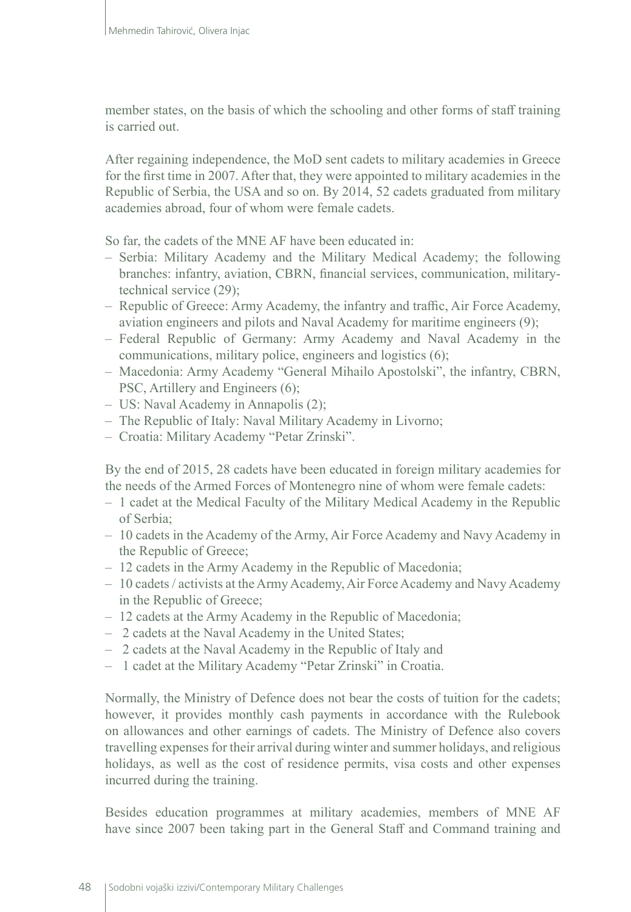member states, on the basis of which the schooling and other forms of staff training is carried out.

After regaining independence, the MoD sent cadets to military academies in Greece for the first time in 2007. After that, they were appointed to military academies in the Republic of Serbia, the USA and so on. By 2014, 52 cadets graduated from military academies abroad, four of whom were female cadets.

So far, the cadets of the MNE AF have been educated in:

– Serbia: Military Academy and the Military Medical Academy; the following branches: infantry, aviation, CBRN, financial services, communication, military-technical service (29);
– Republic of Greece: Army Academy, the infantry and traffic, Air Force Academy, aviation engineers and pilots and Naval Academy for maritime engineers (9);
– Federal Republic of Germany: Army Academy and Naval Academy in the communications, military police, engineers and logistics (6);
– Macedonia: Army Academy “General Mihailo Apostolski”, the infantry, CBRN, PSC, Artillery and Engineers (6);
– US: Naval Academy in Annapolis (2);
– The Republic of Italy: Naval Military Academy in Livorno;
– Croatia: Military Academy “Petar Zrinski”.

By the end of 2015, 28 cadets have been educated in foreign military academies for the needs of the Armed Forces of Montenegro nine of whom were female cadets:

– 1 cadet at the Medical Faculty of the Military Medical Academy in the Republic of Serbia;
– 10 cadets in the Academy of the Army, Air Force Academy and Navy Academy in the Republic of Greece;
– 12 cadets in the Army Academy in the Republic of Macedonia;
– 10 cadets / activists at the Army Academy, Air Force Academy and Navy Academy in the Republic of Greece;
– 12 cadets at the Army Academy in the Republic of Macedonia;
– 2 cadets at the Naval Academy in the United States;
– 2 cadets at the Naval Academy in the Republic of Italy and
– 1 cadet at the Military Academy “Petar Zrinski” in Croatia.

Normally, the Ministry of Defence does not bear the costs of tuition for the cadets; however, it provides monthly cash payments in accordance with the Rulebook on allowances and other earnings of cadets. The Ministry of Defence also covers travelling expenses for their arrival during winter and summer holidays, and religious holidays, as well as the cost of residence permits, visa costs and other expenses incurred during the training.

Besides education programmes at military academies, members of MNE AF have since 2007 been taking part in the General Staff and Command training and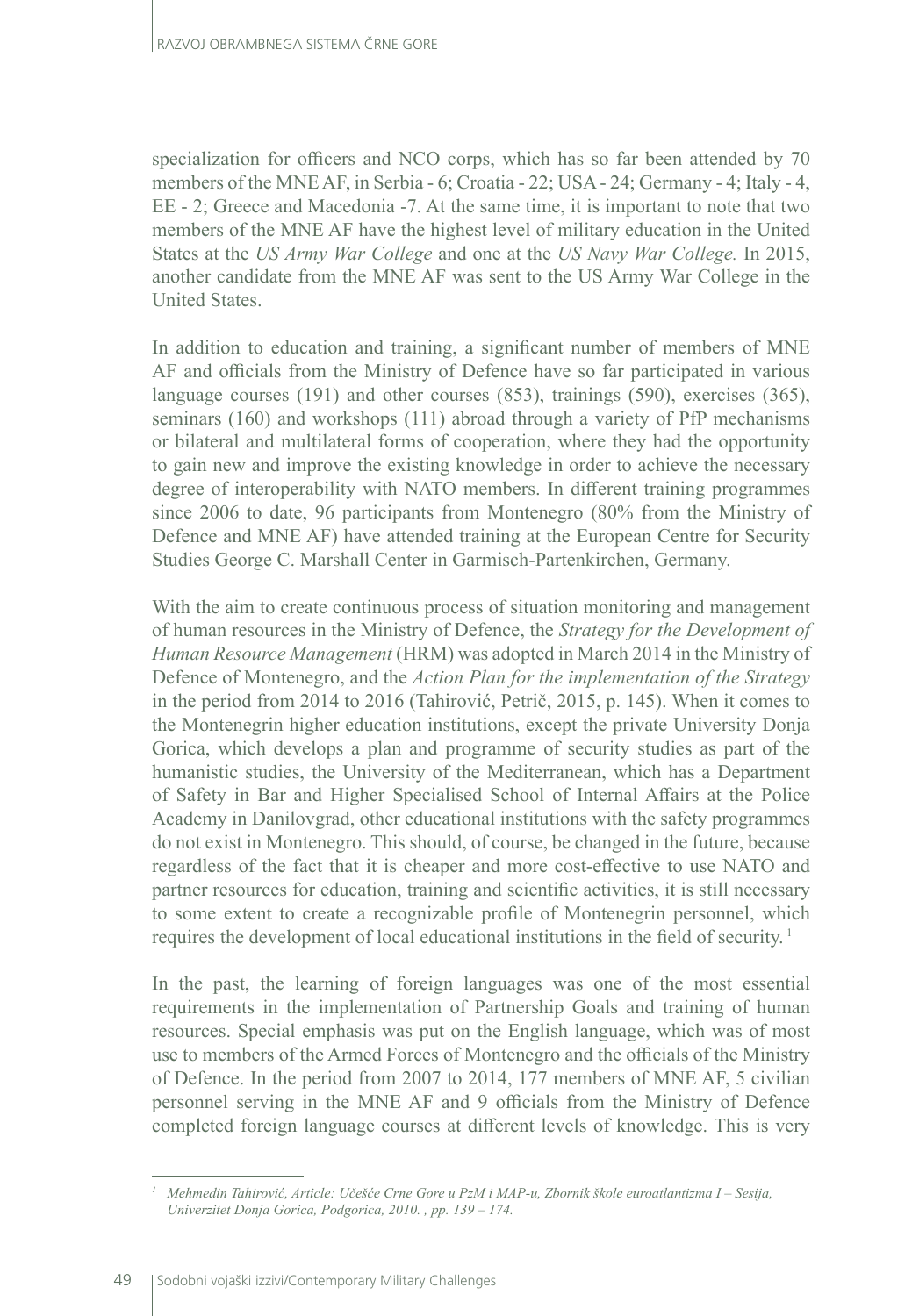specialization for officers and NCO corps, which has so far been attended by 70 members of the MNE AF, in Serbia - 6; Croatia - 22; USA - 24; Germany - 4; Italy - 4, EE - 2; Greece and Macedonia -7. At the same time, it is important to note that two members of the MNE AF have the highest level of military education in the United States at the *US Army War College* and one at the *US Navy War College.* In 2015, another candidate from the MNE AF was sent to the US Army War College in the United States.

In addition to education and training, a significant number of members of MNE AF and officials from the Ministry of Defence have so far participated in various language courses (191) and other courses (853), trainings (590), exercises (365), seminars (160) and workshops (111) abroad through a variety of PfP mechanisms or bilateral and multilateral forms of cooperation, where they had the opportunity to gain new and improve the existing knowledge in order to achieve the necessary degree of interoperability with NATO members. In different training programmes since 2006 to date, 96 participants from Montenegro (80% from the Ministry of Defence and MNE AF) have attended training at the European Centre for Security Studies George C. Marshall Center in Garmisch-Partenkirchen, Germany.

With the aim to create continuous process of situation monitoring and management of human resources in the Ministry of Defence, the *Strategy for the Development of Human Resource Management* (HRM) was adopted in March 2014 in the Ministry of Defence of Montenegro, and the *Action Plan for the implementation of the Strategy* in the period from 2014 to 2016 (Tahirović, Petrič, 2015, p. 145). When it comes to the Montenegrin higher education institutions, except the private University Donja Gorica, which develops a plan and programme of security studies as part of the humanistic studies, the University of the Mediterranean, which has a Department of Safety in Bar and Higher Specialised School of Internal Affairs at the Police Academy in Danilovgrad, other educational institutions with the safety programmes do not exist in Montenegro. This should, of course, be changed in the future, because regardless of the fact that it is cheaper and more cost-effective to use NATO and partner resources for education, training and scientific activities, it is still necessary to some extent to create a recognizable profile of Montenegrin personnel, which requires the development of local educational institutions in the field of security. [1]

In the past, the learning of foreign languages was one of the most essential requirements in the implementation of Partnership Goals and training of human resources. Special emphasis was put on the English language, which was of most use to members of the Armed Forces of Montenegro and the officials of the Ministry of Defence. In the period from 2007 to 2014, 177 members of MNE AF, 5 civilian personnel serving in the MNE AF and 9 officials from the Ministry of Defence completed foreign language courses at different levels of knowledge. This is very

---

[1] *Mehmedin Tahirović, Article: Učešće Crne Gore u PzM i MAP-u, Zbornik škole euroatlantizma I – Sesija, Univerzitet Donja Gorica, Podgorica, 2010. , pp. 139 – 174.*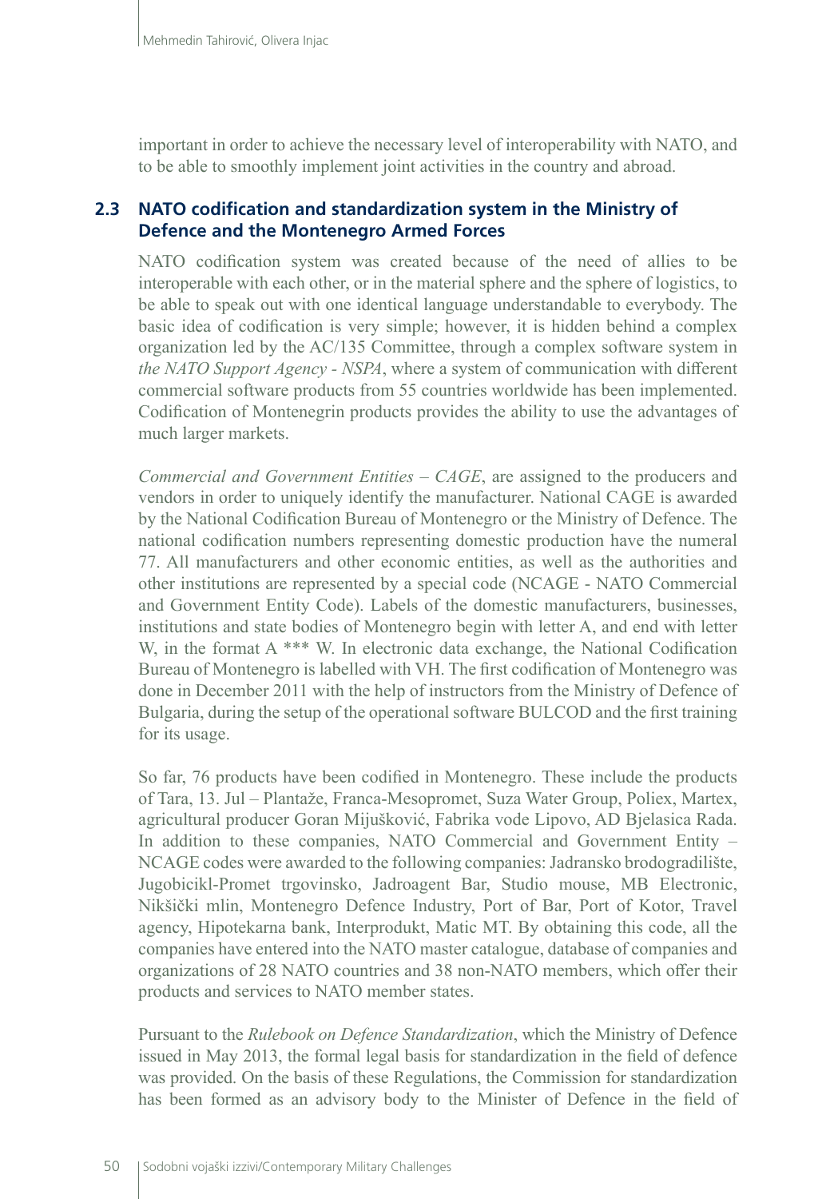important in order to achieve the necessary level of interoperability with NATO, and to be able to smoothly implement joint activities in the country and abroad.

## 2.3 NATO codification and standardization system in the Ministry of Defence and the Montenegro Armed Forces

NATO codification system was created because of the need of allies to be interoperable with each other, or in the material sphere and the sphere of logistics, to be able to speak out with one identical language understandable to everybody. The basic idea of codification is very simple; however, it is hidden behind a complex organization led by the AC/135 Committee, through a complex software system in *the NATO Support Agency - NSPA*, where a system of communication with different commercial software products from 55 countries worldwide has been implemented. Codification of Montenegrin products provides the ability to use the advantages of much larger markets.

*Commercial and Government Entities – CAGE*, are assigned to the producers and vendors in order to uniquely identify the manufacturer. National CAGE is awarded by the National Codification Bureau of Montenegro or the Ministry of Defence. The national codification numbers representing domestic production have the numeral 77. All manufacturers and other economic entities, as well as the authorities and other institutions are represented by a special code (NCAGE - NATO Commercial and Government Entity Code). Labels of the domestic manufacturers, businesses, institutions and state bodies of Montenegro begin with letter A, and end with letter W, in the format A *** W. In electronic data exchange, the National Codification Bureau of Montenegro is labelled with VH. The first codification of Montenegro was done in December 2011 with the help of instructors from the Ministry of Defence of Bulgaria, during the setup of the operational software BULCOD and the first training for its usage.

So far, 76 products have been codified in Montenegro. These include the products of Tara, 13. Jul – Plantaže, Franca-Mesopromet, Suza Water Group, Poliex, Martex, agricultural producer Goran Mijušković, Fabrika vode Lipovo, AD Bjelasica Rada. In addition to these companies, NATO Commercial and Government Entity – NCAGE codes were awarded to the following companies: Jadransko brodogradilište, Jugobicikl-Promet trgovinsko, Jadroagent Bar, Studio mouse, MB Electronic, Nikšički mlin, Montenegro Defence Industry, Port of Bar, Port of Kotor, Travel agency, Hipotekarna bank, Interprodukt, Matic MT. By obtaining this code, all the companies have entered into the NATO master catalogue, database of companies and organizations of 28 NATO countries and 38 non-NATO members, which offer their products and services to NATO member states.

Pursuant to the *Rulebook on Defence Standardization*, which the Ministry of Defence issued in May 2013, the formal legal basis for standardization in the field of defence was provided. On the basis of these Regulations, the Commission for standardization has been formed as an advisory body to the Minister of Defence in the field of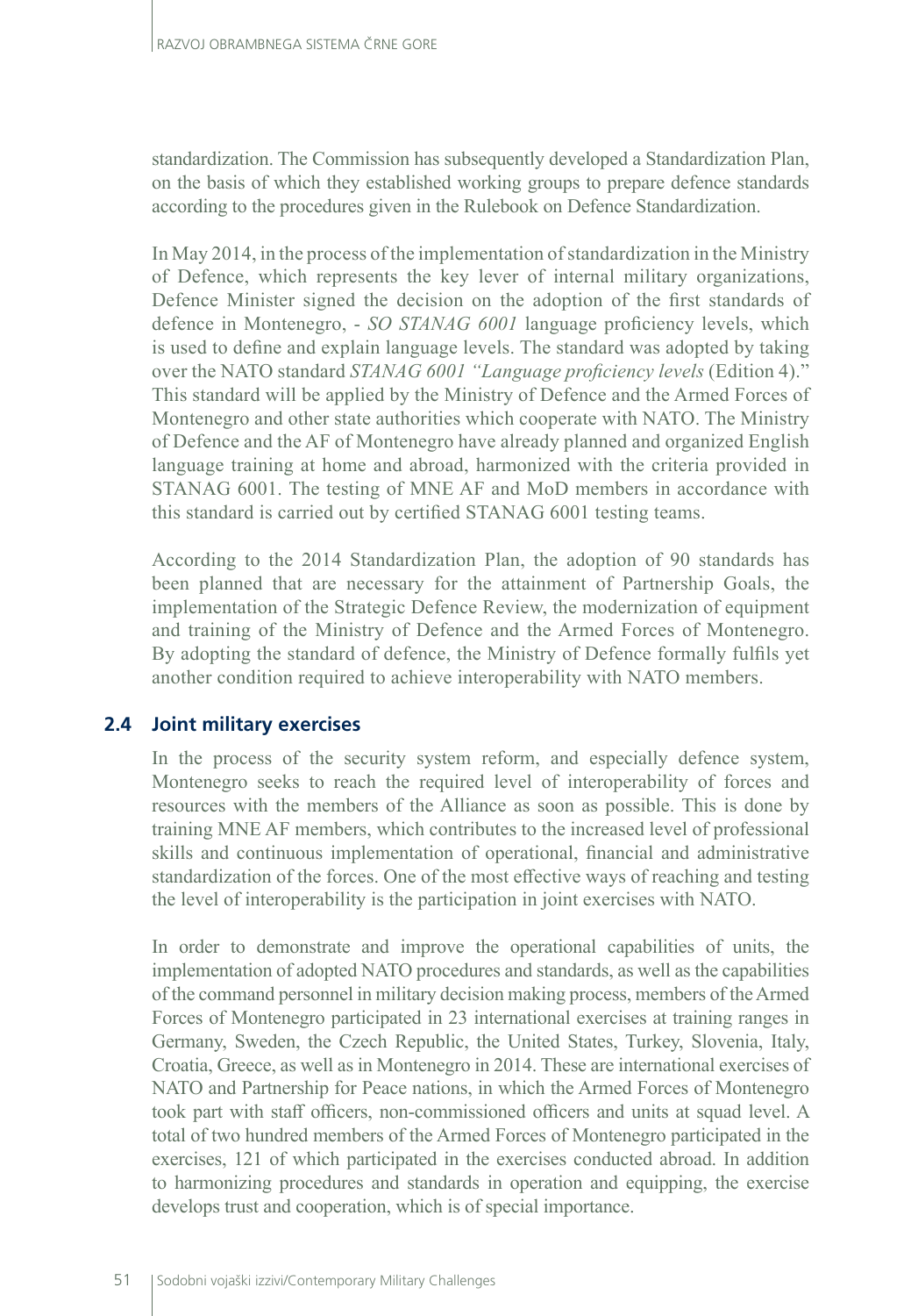standardization. The Commission has subsequently developed a Standardization Plan, on the basis of which they established working groups to prepare defence standards according to the procedures given in the Rulebook on Defence Standardization.

In May 2014, in the process of the implementation of standardization in the Ministry of Defence, which represents the key lever of internal military organizations, Defence Minister signed the decision on the adoption of the first standards of defence in Montenegro, - *SO STANAG 6001* language proficiency levels, which is used to define and explain language levels. The standard was adopted by taking over the NATO standard *STANAG 6001 "Language proficiency levels* (Edition 4)." This standard will be applied by the Ministry of Defence and the Armed Forces of Montenegro and other state authorities which cooperate with NATO. The Ministry of Defence and the AF of Montenegro have already planned and organized English language training at home and abroad, harmonized with the criteria provided in STANAG 6001. The testing of MNE AF and MoD members in accordance with this standard is carried out by certified STANAG 6001 testing teams.

According to the 2014 Standardization Plan, the adoption of 90 standards has been planned that are necessary for the attainment of Partnership Goals, the implementation of the Strategic Defence Review, the modernization of equipment and training of the Ministry of Defence and the Armed Forces of Montenegro. By adopting the standard of defence, the Ministry of Defence formally fulfils yet another condition required to achieve interoperability with NATO members.

## 2.4 Joint military exercises

In the process of the security system reform, and especially defence system, Montenegro seeks to reach the required level of interoperability of forces and resources with the members of the Alliance as soon as possible. This is done by training MNE AF members, which contributes to the increased level of professional skills and continuous implementation of operational, financial and administrative standardization of the forces. One of the most effective ways of reaching and testing the level of interoperability is the participation in joint exercises with NATO.

In order to demonstrate and improve the operational capabilities of units, the implementation of adopted NATO procedures and standards, as well as the capabilities of the command personnel in military decision making process, members of the Armed Forces of Montenegro participated in 23 international exercises at training ranges in Germany, Sweden, the Czech Republic, the United States, Turkey, Slovenia, Italy, Croatia, Greece, as well as in Montenegro in 2014. These are international exercises of NATO and Partnership for Peace nations, in which the Armed Forces of Montenegro took part with staff officers, non-commissioned officers and units at squad level. A total of two hundred members of the Armed Forces of Montenegro participated in the exercises, 121 of which participated in the exercises conducted abroad. In addition to harmonizing procedures and standards in operation and equipping, the exercise develops trust and cooperation, which is of special importance.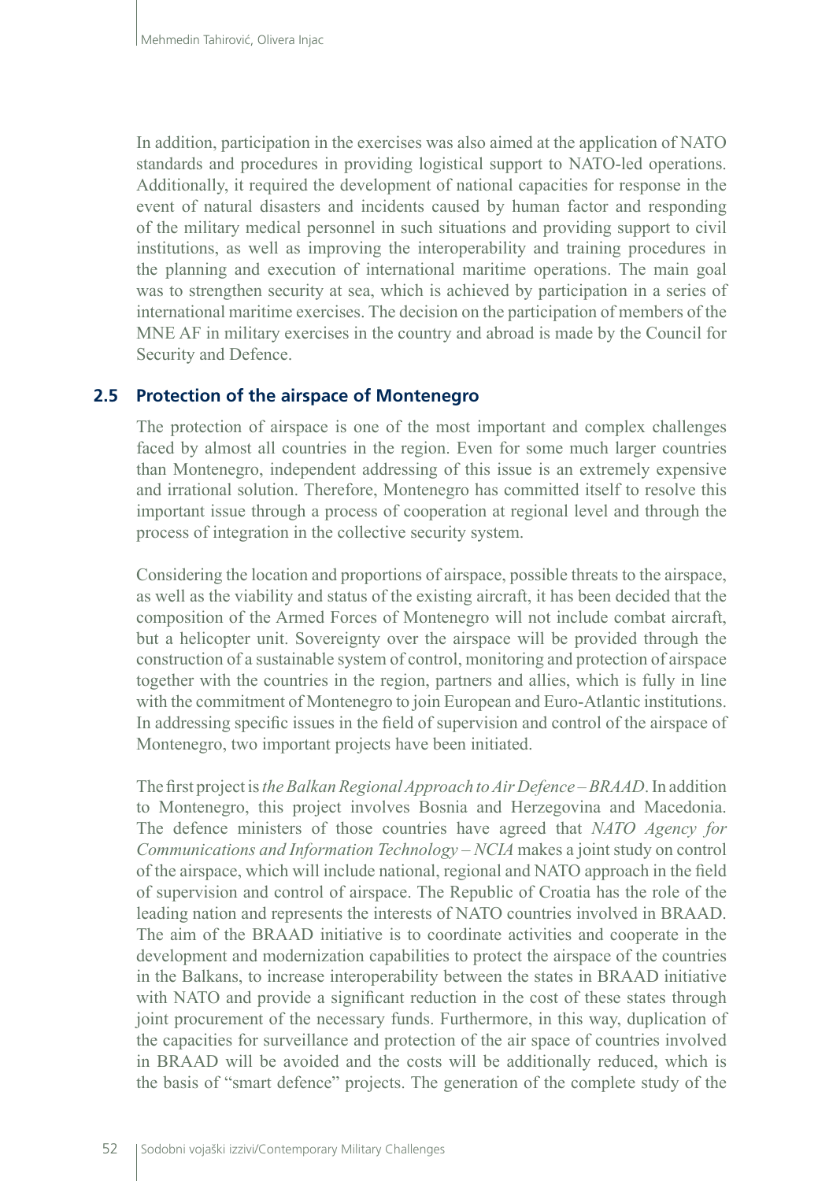In addition, participation in the exercises was also aimed at the application of NATO standards and procedures in providing logistical support to NATO-led operations. Additionally, it required the development of national capacities for response in the event of natural disasters and incidents caused by human factor and responding of the military medical personnel in such situations and providing support to civil institutions, as well as improving the interoperability and training procedures in the planning and execution of international maritime operations. The main goal was to strengthen security at sea, which is achieved by participation in a series of international maritime exercises. The decision on the participation of members of the MNE AF in military exercises in the country and abroad is made by the Council for Security and Defence.

## 2.5 Protection of the airspace of Montenegro

The protection of airspace is one of the most important and complex challenges faced by almost all countries in the region. Even for some much larger countries than Montenegro, independent addressing of this issue is an extremely expensive and irrational solution. Therefore, Montenegro has committed itself to resolve this important issue through a process of cooperation at regional level and through the process of integration in the collective security system.

Considering the location and proportions of airspace, possible threats to the airspace, as well as the viability and status of the existing aircraft, it has been decided that the composition of the Armed Forces of Montenegro will not include combat aircraft, but a helicopter unit. Sovereignty over the airspace will be provided through the construction of a sustainable system of control, monitoring and protection of airspace together with the countries in the region, partners and allies, which is fully in line with the commitment of Montenegro to join European and Euro-Atlantic institutions. In addressing specific issues in the field of supervision and control of the airspace of Montenegro, two important projects have been initiated.

The first project is *the Balkan Regional Approach to Air Defence – BRAAD*. In addition to Montenegro, this project involves Bosnia and Herzegovina and Macedonia. The defence ministers of those countries have agreed that *NATO Agency for Communications and Information Technology – NCIA* makes a joint study on control of the airspace, which will include national, regional and NATO approach in the field of supervision and control of airspace. The Republic of Croatia has the role of the leading nation and represents the interests of NATO countries involved in BRAAD. The aim of the BRAAD initiative is to coordinate activities and cooperate in the development and modernization capabilities to protect the airspace of the countries in the Balkans, to increase interoperability between the states in BRAAD initiative with NATO and provide a significant reduction in the cost of these states through joint procurement of the necessary funds. Furthermore, in this way, duplication of the capacities for surveillance and protection of the air space of countries involved in BRAAD will be avoided and the costs will be additionally reduced, which is the basis of "smart defence" projects. The generation of the complete study of the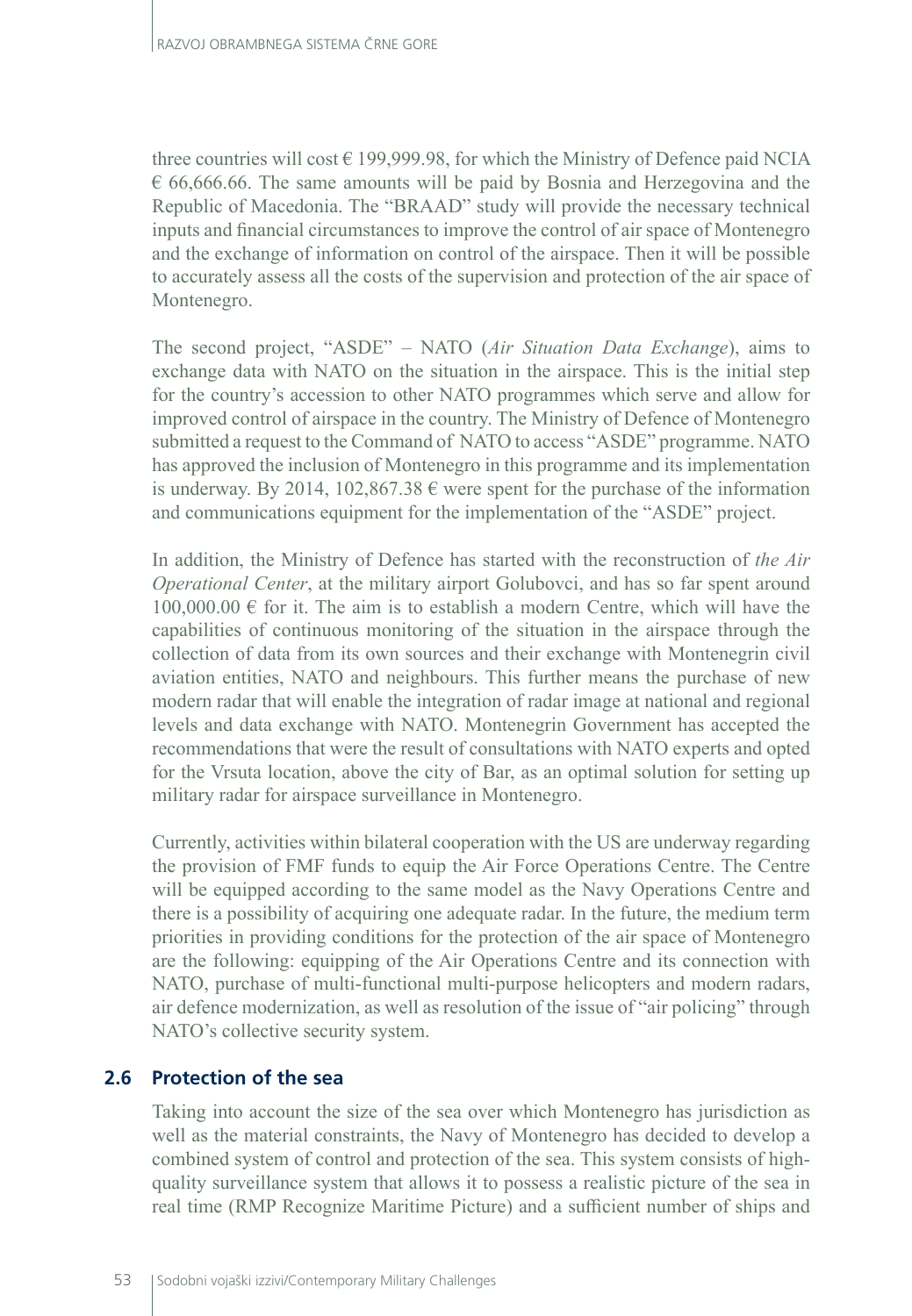three countries will cost € 199,999.98, for which the Ministry of Defence paid NCIA € 66,666.66. The same amounts will be paid by Bosnia and Herzegovina and the Republic of Macedonia. The "BRAAD" study will provide the necessary technical inputs and financial circumstances to improve the control of air space of Montenegro and the exchange of information on control of the airspace. Then it will be possible to accurately assess all the costs of the supervision and protection of the air space of Montenegro.

The second project, "ASDE" – NATO (*Air Situation Data Exchange*), aims to exchange data with NATO on the situation in the airspace. This is the initial step for the country's accession to other NATO programmes which serve and allow for improved control of airspace in the country. The Ministry of Defence of Montenegro submitted a request to the Command of NATO to access "ASDE" programme. NATO has approved the inclusion of Montenegro in this programme and its implementation is underway. By 2014, 102,867.38 € were spent for the purchase of the information and communications equipment for the implementation of the "ASDE" project.

In addition, the Ministry of Defence has started with the reconstruction of *the Air Operational Center*, at the military airport Golubovci, and has so far spent around 100,000.00 € for it. The aim is to establish a modern Centre, which will have the capabilities of continuous monitoring of the situation in the airspace through the collection of data from its own sources and their exchange with Montenegrin civil aviation entities, NATO and neighbours. This further means the purchase of new modern radar that will enable the integration of radar image at national and regional levels and data exchange with NATO. Montenegrin Government has accepted the recommendations that were the result of consultations with NATO experts and opted for the Vrsuta location, above the city of Bar, as an optimal solution for setting up military radar for airspace surveillance in Montenegro.

Currently, activities within bilateral cooperation with the US are underway regarding the provision of FMF funds to equip the Air Force Operations Centre. The Centre will be equipped according to the same model as the Navy Operations Centre and there is a possibility of acquiring one adequate radar. In the future, the medium term priorities in providing conditions for the protection of the air space of Montenegro are the following: equipping of the Air Operations Centre and its connection with NATO, purchase of multi-functional multi-purpose helicopters and modern radars, air defence modernization, as well as resolution of the issue of "air policing" through NATO's collective security system.

## 2.6 Protection of the sea

Taking into account the size of the sea over which Montenegro has jurisdiction as well as the material constraints, the Navy of Montenegro has decided to develop a combined system of control and protection of the sea. This system consists of high-quality surveillance system that allows it to possess a realistic picture of the sea in real time (RMP Recognize Maritime Picture) and a sufficient number of ships and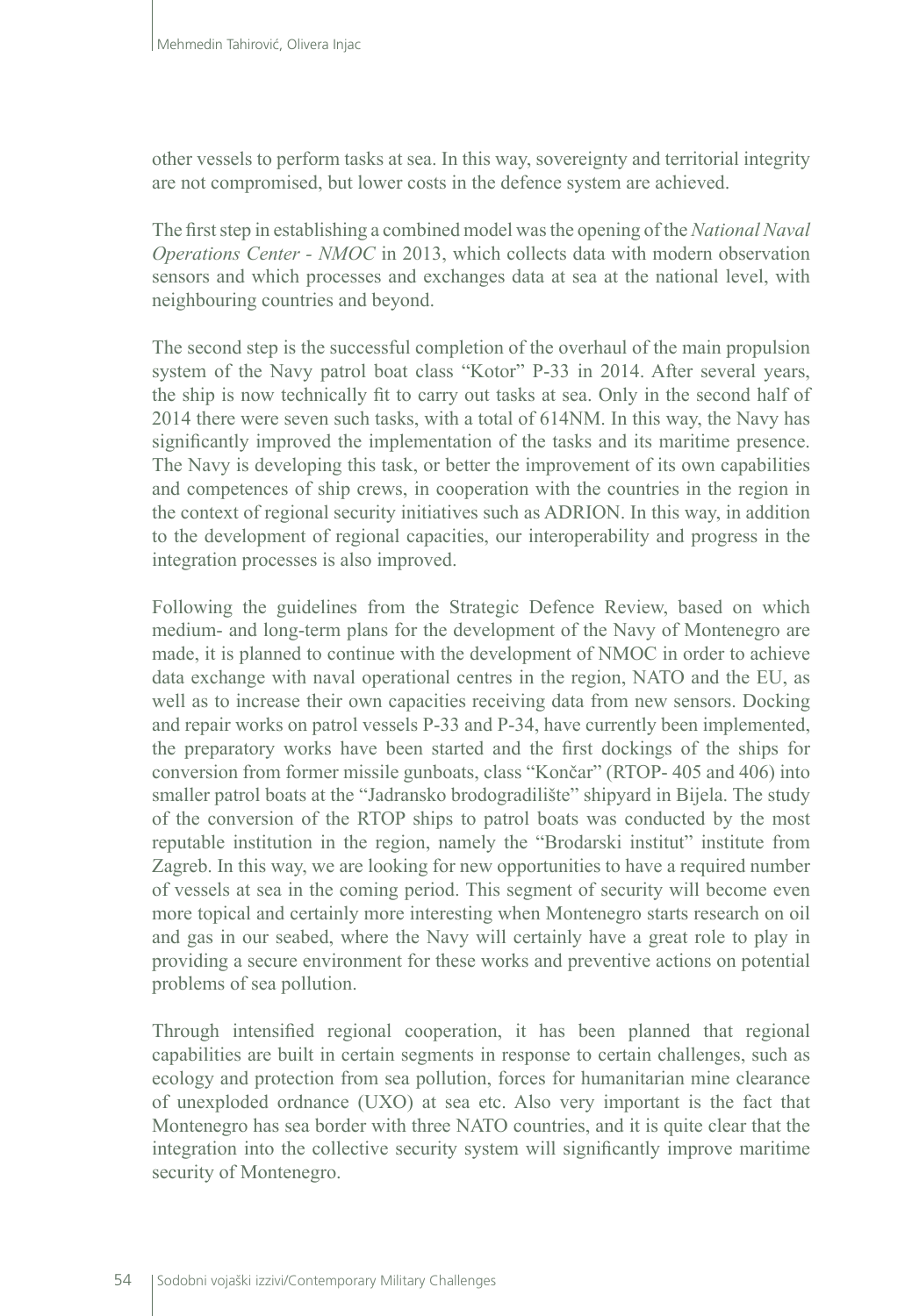other vessels to perform tasks at sea. In this way, sovereignty and territorial integrity are not compromised, but lower costs in the defence system are achieved.

The first step in establishing a combined model was the opening of the *National Naval Operations Center - NMOC* in 2013, which collects data with modern observation sensors and which processes and exchanges data at sea at the national level, with neighbouring countries and beyond.

The second step is the successful completion of the overhaul of the main propulsion system of the Navy patrol boat class "Kotor" P-33 in 2014. After several years, the ship is now technically fit to carry out tasks at sea. Only in the second half of 2014 there were seven such tasks, with a total of 614NM. In this way, the Navy has significantly improved the implementation of the tasks and its maritime presence. The Navy is developing this task, or better the improvement of its own capabilities and competences of ship crews, in cooperation with the countries in the region in the context of regional security initiatives such as ADRION. In this way, in addition to the development of regional capacities, our interoperability and progress in the integration processes is also improved.

Following the guidelines from the Strategic Defence Review, based on which medium- and long-term plans for the development of the Navy of Montenegro are made, it is planned to continue with the development of NMOC in order to achieve data exchange with naval operational centres in the region, NATO and the EU, as well as to increase their own capacities receiving data from new sensors. Docking and repair works on patrol vessels P-33 and P-34, have currently been implemented, the preparatory works have been started and the first dockings of the ships for conversion from former missile gunboats, class "Končar" (RTOP- 405 and 406) into smaller patrol boats at the "Jadransko brodogradilište" shipyard in Bijela. The study of the conversion of the RTOP ships to patrol boats was conducted by the most reputable institution in the region, namely the "Brodarski institut" institute from Zagreb. In this way, we are looking for new opportunities to have a required number of vessels at sea in the coming period. This segment of security will become even more topical and certainly more interesting when Montenegro starts research on oil and gas in our seabed, where the Navy will certainly have a great role to play in providing a secure environment for these works and preventive actions on potential problems of sea pollution.

Through intensified regional cooperation, it has been planned that regional capabilities are built in certain segments in response to certain challenges, such as ecology and protection from sea pollution, forces for humanitarian mine clearance of unexploded ordnance (UXO) at sea etc. Also very important is the fact that Montenegro has sea border with three NATO countries, and it is quite clear that the integration into the collective security system will significantly improve maritime security of Montenegro.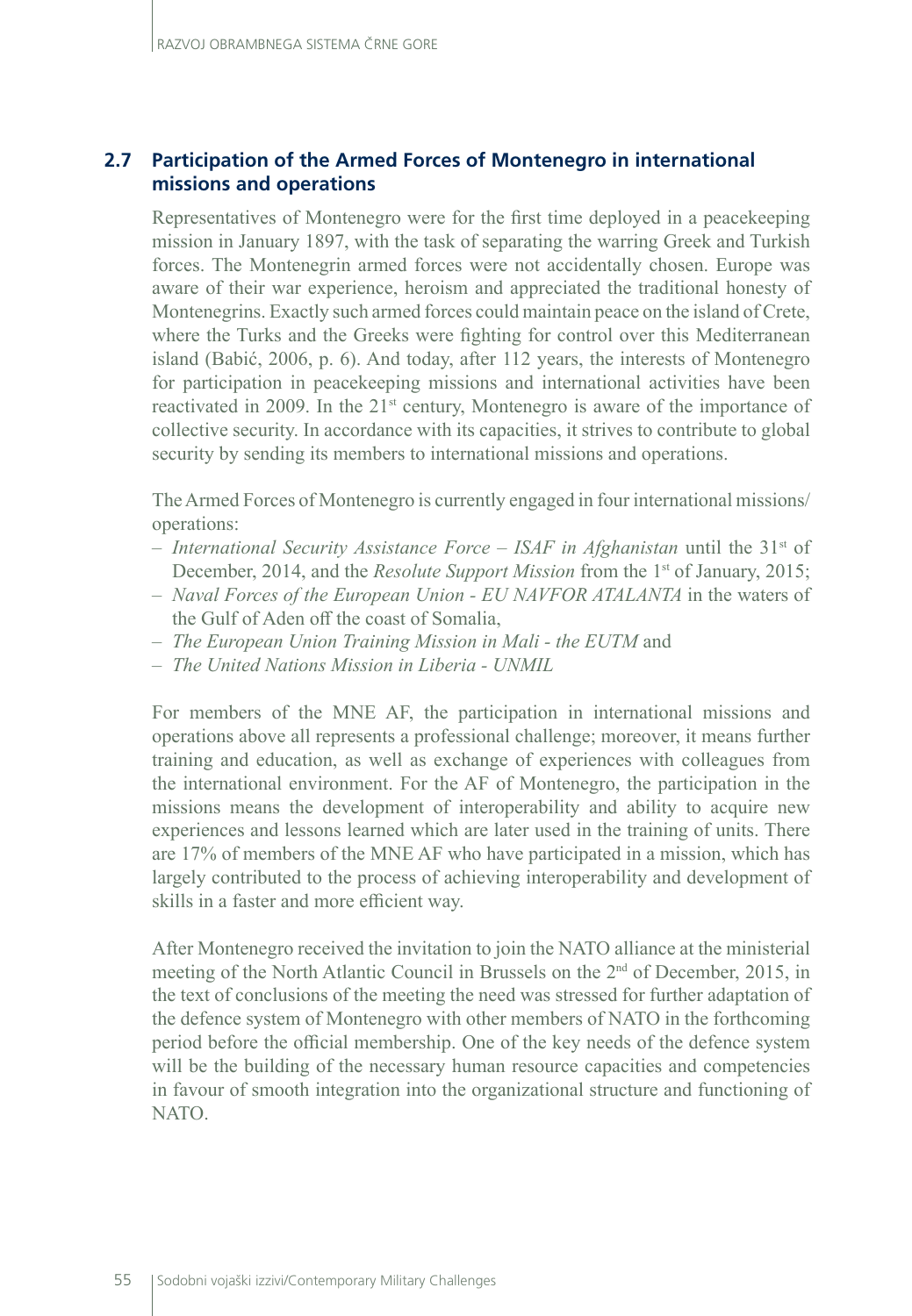## 2.7 Participation of the Armed Forces of Montenegro in international missions and operations

Representatives of Montenegro were for the first time deployed in a peacekeeping mission in January 1897, with the task of separating the warring Greek and Turkish forces. The Montenegrin armed forces were not accidentally chosen. Europe was aware of their war experience, heroism and appreciated the traditional honesty of Montenegrins. Exactly such armed forces could maintain peace on the island of Crete, where the Turks and the Greeks were fighting for control over this Mediterranean island (Babić, 2006, p. 6). And today, after 112 years, the interests of Montenegro for participation in peacekeeping missions and international activities have been reactivated in 2009. In the 21st century, Montenegro is aware of the importance of collective security. In accordance with its capacities, it strives to contribute to global security by sending its members to international missions and operations.

The Armed Forces of Montenegro is currently engaged in four international missions/ operations:

- *International Security Assistance Force – ISAF in Afghanistan* until the 31st of December, 2014, and the *Resolute Support Mission* from the 1st of January, 2015;
- *Naval Forces of the European Union - EU NAVFOR ATALANTA* in the waters of the Gulf of Aden off the coast of Somalia,
- *The European Union Training Mission in Mali - the EUTM* and
- *The United Nations Mission in Liberia - UNMIL*

For members of the MNE AF, the participation in international missions and operations above all represents a professional challenge; moreover, it means further training and education, as well as exchange of experiences with colleagues from the international environment. For the AF of Montenegro, the participation in the missions means the development of interoperability and ability to acquire new experiences and lessons learned which are later used in the training of units. There are 17% of members of the MNE AF who have participated in a mission, which has largely contributed to the process of achieving interoperability and development of skills in a faster and more efficient way.

After Montenegro received the invitation to join the NATO alliance at the ministerial meeting of the North Atlantic Council in Brussels on the 2nd of December, 2015, in the text of conclusions of the meeting the need was stressed for further adaptation of the defence system of Montenegro with other members of NATO in the forthcoming period before the official membership. One of the key needs of the defence system will be the building of the necessary human resource capacities and competencies in favour of smooth integration into the organizational structure and functioning of NATO.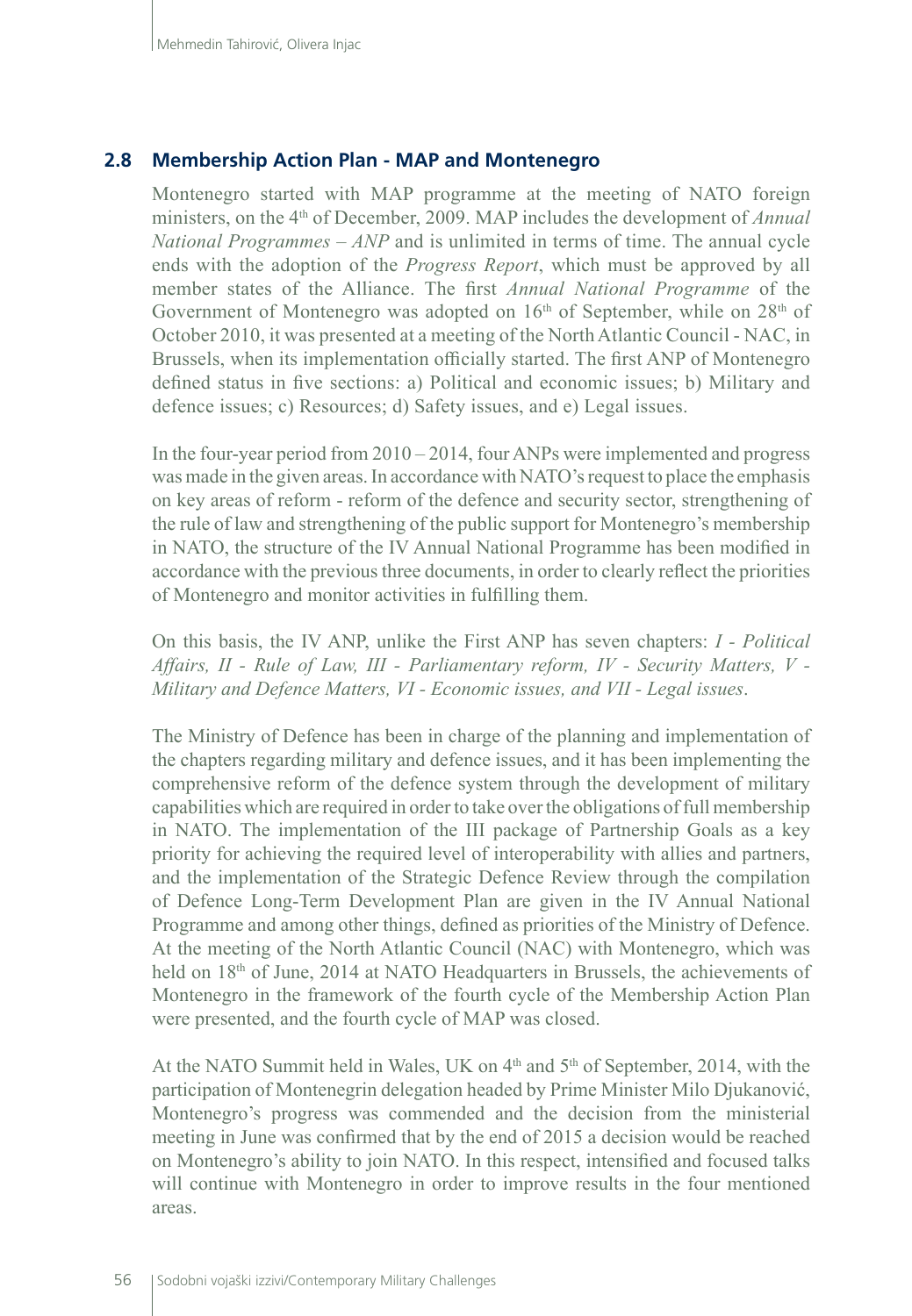## 2.8 Membership Action Plan - MAP and Montenegro

Montenegro started with MAP programme at the meeting of NATO foreign ministers, on the 4th of December, 2009. MAP includes the development of *Annual National Programmes – ANP* and is unlimited in terms of time. The annual cycle ends with the adoption of the *Progress Report*, which must be approved by all member states of the Alliance. The first *Annual National Programme* of the Government of Montenegro was adopted on 16th of September, while on 28th of October 2010, it was presented at a meeting of the North Atlantic Council - NAC, in Brussels, when its implementation officially started. The first ANP of Montenegro defined status in five sections: a) Political and economic issues; b) Military and defence issues; c) Resources; d) Safety issues, and e) Legal issues.

In the four-year period from 2010 – 2014, four ANPs were implemented and progress was made in the given areas. In accordance with NATO's request to place the emphasis on key areas of reform - reform of the defence and security sector, strengthening of the rule of law and strengthening of the public support for Montenegro's membership in NATO, the structure of the IV Annual National Programme has been modified in accordance with the previous three documents, in order to clearly reflect the priorities of Montenegro and monitor activities in fulfilling them.

On this basis, the IV ANP, unlike the First ANP has seven chapters: *I - Political Affairs, II - Rule of Law, III - Parliamentary reform, IV - Security Matters, V - Military and Defence Matters, VI - Economic issues, and VII - Legal issues*.

The Ministry of Defence has been in charge of the planning and implementation of the chapters regarding military and defence issues, and it has been implementing the comprehensive reform of the defence system through the development of military capabilities which are required in order to take over the obligations of full membership in NATO. The implementation of the III package of Partnership Goals as a key priority for achieving the required level of interoperability with allies and partners, and the implementation of the Strategic Defence Review through the compilation of Defence Long-Term Development Plan are given in the IV Annual National Programme and among other things, defined as priorities of the Ministry of Defence. At the meeting of the North Atlantic Council (NAC) with Montenegro, which was held on 18th of June, 2014 at NATO Headquarters in Brussels, the achievements of Montenegro in the framework of the fourth cycle of the Membership Action Plan were presented, and the fourth cycle of MAP was closed.

At the NATO Summit held in Wales, UK on 4th and 5th of September, 2014, with the participation of Montenegrin delegation headed by Prime Minister Milo Djukanović, Montenegro's progress was commended and the decision from the ministerial meeting in June was confirmed that by the end of 2015 a decision would be reached on Montenegro's ability to join NATO. In this respect, intensified and focused talks will continue with Montenegro in order to improve results in the four mentioned areas.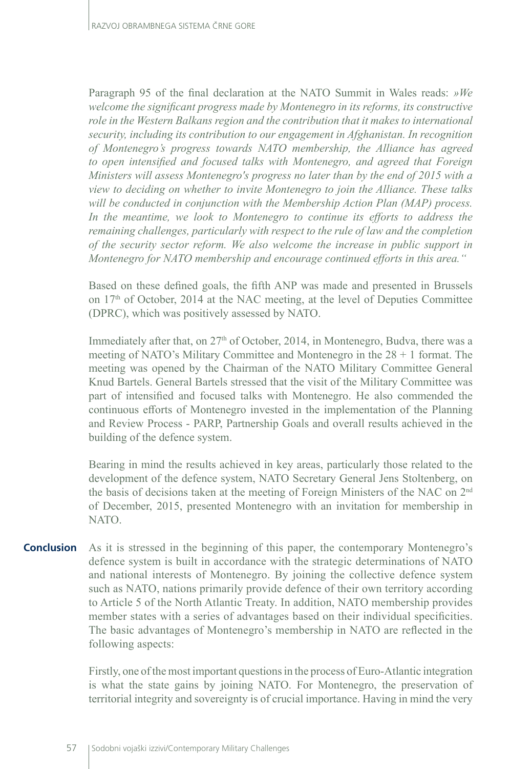Paragraph 95 of the final declaration at the NATO Summit in Wales reads: *»We welcome the significant progress made by Montenegro in its reforms, its constructive role in the Western Balkans region and the contribution that it makes to international security, including its contribution to our engagement in Afghanistan. In recognition of Montenegro's progress towards NATO membership, the Alliance has agreed to open intensified and focused talks with Montenegro, and agreed that Foreign Ministers will assess Montenegro's progress no later than by the end of 2015 with a view to deciding on whether to invite Montenegro to join the Alliance. These talks will be conducted in conjunction with the Membership Action Plan (MAP) process. In the meantime, we look to Montenegro to continue its efforts to address the remaining challenges, particularly with respect to the rule of law and the completion of the security sector reform. We also welcome the increase in public support in Montenegro for NATO membership and encourage continued efforts in this area.“*

Based on these defined goals, the fifth ANP was made and presented in Brussels on 17th of October, 2014 at the NAC meeting, at the level of Deputies Committee (DPRC), which was positively assessed by NATO.

Immediately after that, on 27th of October, 2014, in Montenegro, Budva, there was a meeting of NATO's Military Committee and Montenegro in the 28 + 1 format. The meeting was opened by the Chairman of the NATO Military Committee General Knud Bartels. General Bartels stressed that the visit of the Military Committee was part of intensified and focused talks with Montenegro. He also commended the continuous efforts of Montenegro invested in the implementation of the Planning and Review Process - PARP, Partnership Goals and overall results achieved in the building of the defence system.

Bearing in mind the results achieved in key areas, particularly those related to the development of the defence system, NATO Secretary General Jens Stoltenberg, on the basis of decisions taken at the meeting of Foreign Ministers of the NAC on 2nd of December, 2015, presented Montenegro with an invitation for membership in NATO.

## Conclusion

As it is stressed in the beginning of this paper, the contemporary Montenegro's defence system is built in accordance with the strategic determinations of NATO and national interests of Montenegro. By joining the collective defence system such as NATO, nations primarily provide defence of their own territory according to Article 5 of the North Atlantic Treaty. In addition, NATO membership provides member states with a series of advantages based on their individual specificities. The basic advantages of Montenegro's membership in NATO are reflected in the following aspects:

Firstly, one of the most important questions in the process of Euro-Atlantic integration is what the state gains by joining NATO. For Montenegro, the preservation of territorial integrity and sovereignty is of crucial importance. Having in mind the very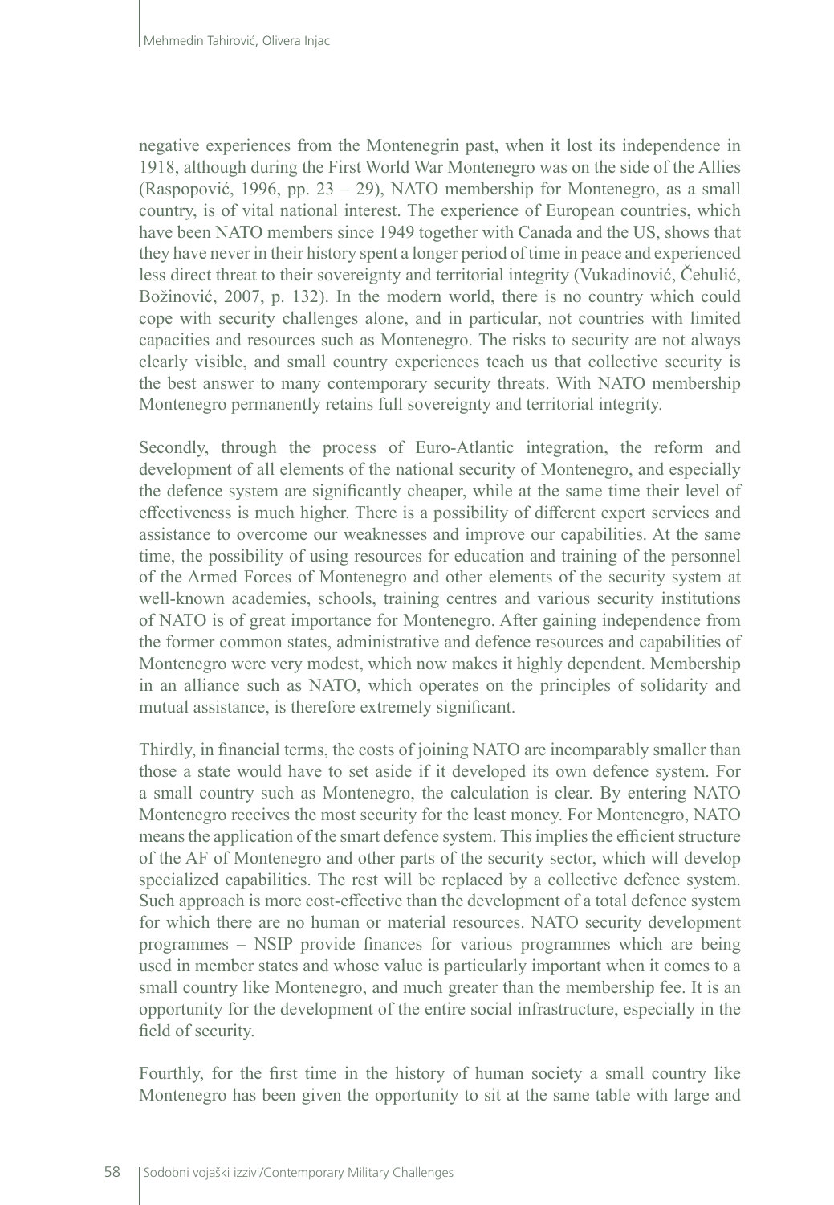negative experiences from the Montenegrin past, when it lost its independence in 1918, although during the First World War Montenegro was on the side of the Allies (Raspopović, 1996, pp. 23 – 29), NATO membership for Montenegro, as a small country, is of vital national interest. The experience of European countries, which have been NATO members since 1949 together with Canada and the US, shows that they have never in their history spent a longer period of time in peace and experienced less direct threat to their sovereignty and territorial integrity (Vukadinović, Čehulić, Božinović, 2007, p. 132). In the modern world, there is no country which could cope with security challenges alone, and in particular, not countries with limited capacities and resources such as Montenegro. The risks to security are not always clearly visible, and small country experiences teach us that collective security is the best answer to many contemporary security threats. With NATO membership Montenegro permanently retains full sovereignty and territorial integrity.

Secondly, through the process of Euro-Atlantic integration, the reform and development of all elements of the national security of Montenegro, and especially the defence system are significantly cheaper, while at the same time their level of effectiveness is much higher. There is a possibility of different expert services and assistance to overcome our weaknesses and improve our capabilities. At the same time, the possibility of using resources for education and training of the personnel of the Armed Forces of Montenegro and other elements of the security system at well-known academies, schools, training centres and various security institutions of NATO is of great importance for Montenegro. After gaining independence from the former common states, administrative and defence resources and capabilities of Montenegro were very modest, which now makes it highly dependent. Membership in an alliance such as NATO, which operates on the principles of solidarity and mutual assistance, is therefore extremely significant.

Thirdly, in financial terms, the costs of joining NATO are incomparably smaller than those a state would have to set aside if it developed its own defence system. For a small country such as Montenegro, the calculation is clear. By entering NATO Montenegro receives the most security for the least money. For Montenegro, NATO means the application of the smart defence system. This implies the efficient structure of the AF of Montenegro and other parts of the security sector, which will develop specialized capabilities. The rest will be replaced by a collective defence system. Such approach is more cost-effective than the development of a total defence system for which there are no human or material resources. NATO security development programmes – NSIP provide finances for various programmes which are being used in member states and whose value is particularly important when it comes to a small country like Montenegro, and much greater than the membership fee. It is an opportunity for the development of the entire social infrastructure, especially in the field of security.

Fourthly, for the first time in the history of human society a small country like Montenegro has been given the opportunity to sit at the same table with large and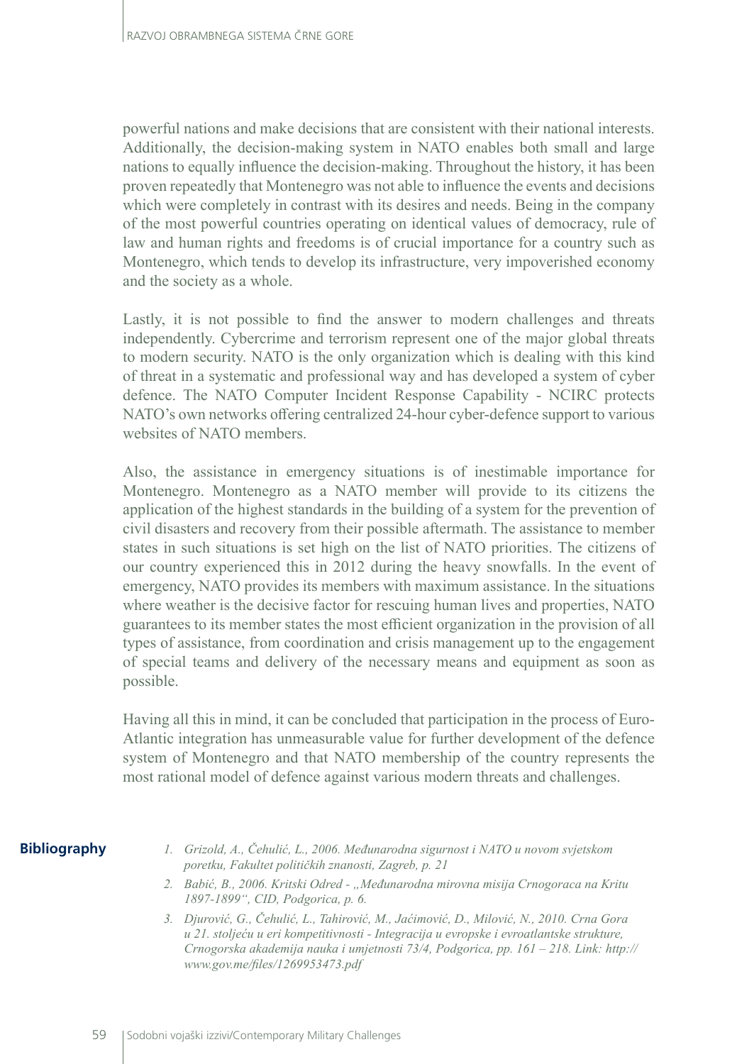powerful nations and make decisions that are consistent with their national interests. Additionally, the decision-making system in NATO enables both small and large nations to equally influence the decision-making. Throughout the history, it has been proven repeatedly that Montenegro was not able to influence the events and decisions which were completely in contrast with its desires and needs. Being in the company of the most powerful countries operating on identical values of democracy, rule of law and human rights and freedoms is of crucial importance for a country such as Montenegro, which tends to develop its infrastructure, very impoverished economy and the society as a whole.

Lastly, it is not possible to find the answer to modern challenges and threats independently. Cybercrime and terrorism represent one of the major global threats to modern security. NATO is the only organization which is dealing with this kind of threat in a systematic and professional way and has developed a system of cyber defence. The NATO Computer Incident Response Capability - NCIRC protects NATO's own networks offering centralized 24-hour cyber-defence support to various websites of NATO members.

Also, the assistance in emergency situations is of inestimable importance for Montenegro. Montenegro as a NATO member will provide to its citizens the application of the highest standards in the building of a system for the prevention of civil disasters and recovery from their possible aftermath. The assistance to member states in such situations is set high on the list of NATO priorities. The citizens of our country experienced this in 2012 during the heavy snowfalls. In the event of emergency, NATO provides its members with maximum assistance. In the situations where weather is the decisive factor for rescuing human lives and properties, NATO guarantees to its member states the most efficient organization in the provision of all types of assistance, from coordination and crisis management up to the engagement of special teams and delivery of the necessary means and equipment as soon as possible.

Having all this in mind, it can be concluded that participation in the process of Euro-Atlantic integration has unmeasurable value for further development of the defence system of Montenegro and that NATO membership of the country represents the most rational model of defence against various modern threats and challenges.

**Bibliography**

1. *Grizold, A., Čehulić, L., 2006. Međunarodna sigurnost i NATO u novom svjetskom poretku, Fakultet političkih znanosti, Zagreb, p. 21*
2. *Babić, B., 2006. Kritski Odred - „Međunarodna mirovna misija Crnogoraca na Kritu 1897-1899", CID, Podgorica, p. 6.*
3. *Djurović, G., Čehulić, L., Tahirović, M., Jaćimović, D., Milović, N., 2010. Crna Gora u 21. stoljeću u eri kompetitivnosti - Integracija u evropske i evroatlantske strukture, Crnogorska akademija nauka i umjetnosti 73/4, Podgorica, pp. 161 – 218. Link: http://www.gov.me/files/1269953473.pdf*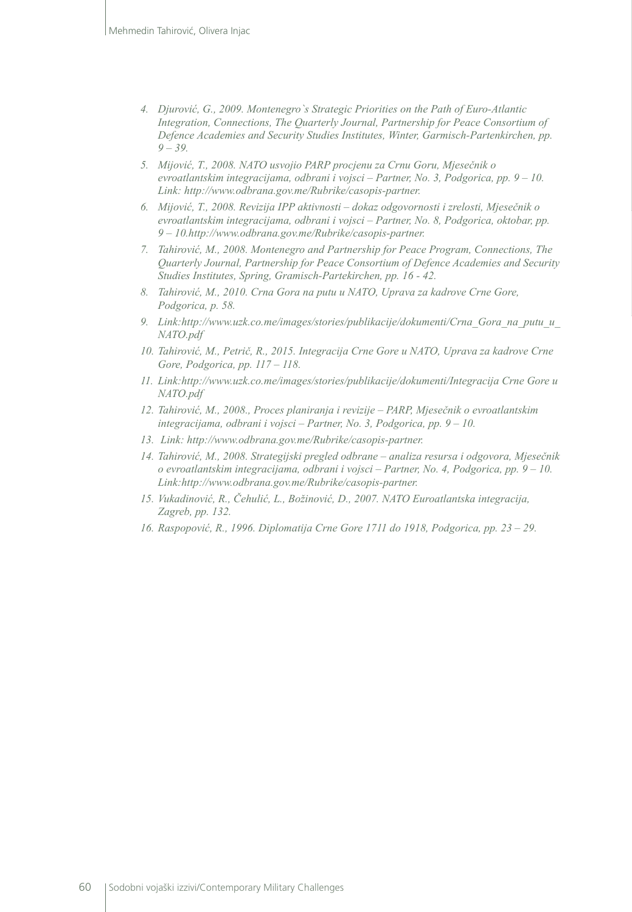4. *Djurović, G., 2009. Montenegro`s Strategic Priorities on the Path of Euro-Atlantic Integration, Connections, The Quarterly Journal, Partnership for Peace Consortium of Defence Academies and Security Studies Institutes, Winter, Garmisch-Partenkirchen, pp. 9 – 39.*
5. *Mijović, T., 2008. NATO usvojio PARP procjenu za Crnu Goru, Mjesečnik o evroatlantskim integracijama, odbrani i vojsci – Partner, No. 3, Podgorica, pp. 9 – 10. Link: http://www.odbrana.gov.me/Rubrike/casopis-partner.*
6. *Mijović, T., 2008. Revizija IPP aktivnosti – dokaz odgovornosti i zrelosti, Mjesečnik o evroatlantskim integracijama, odbrani i vojsci – Partner, No. 8, Podgorica, oktobar, pp. 9 – 10.http://www.odbrana.gov.me/Rubrike/casopis-partner.*
7. *Tahirović, M., 2008. Montenegro and Partnership for Peace Program, Connections, The Quarterly Journal, Partnership for Peace Consortium of Defence Academies and Security Studies Institutes, Spring, Gramisch-Partekirchen, pp. 16 - 42.*
8. *Tahirović, M., 2010. Crna Gora na putu u NATO, Uprava za kadrove Crne Gore, Podgorica, p. 58.*
9. *Link:http://www.uzk.co.me/images/stories/publikacije/dokumenti/Crna_Gora_na_putu_u_NATO.pdf*
10. *Tahirović, M., Petrič, R., 2015. Integracija Crne Gore u NATO, Uprava za kadrove Crne Gore, Podgorica, pp. 117 – 118.*
11. *Link:http://www.uzk.co.me/images/stories/publikacije/dokumenti/Integracija Crne Gore u NATO.pdf*
12. *Tahirović, M., 2008., Proces planiranja i revizije – PARP, Mjesečnik o evroatlantskim integracijama, odbrani i vojsci – Partner, No. 3, Podgorica, pp. 9 – 10.*
13. *Link: http://www.odbrana.gov.me/Rubrike/casopis-partner.*
14. *Tahirović, M., 2008. Strategijski pregled odbrane – analiza resursa i odgovora, Mjesečnik o evroatlantskim integracijama, odbrani i vojsci – Partner, No. 4, Podgorica, pp. 9 – 10. Link:http://www.odbrana.gov.me/Rubrike/casopis-partner.*
15. *Vukadinović, R., Čehulić, L., Božinović, D., 2007. NATO Euroatlantska integracija, Zagreb, pp. 132.*
16. *Raspopović, R., 1996. Diplomatija Crne Gore 1711 do 1918, Podgorica, pp. 23 – 29.*